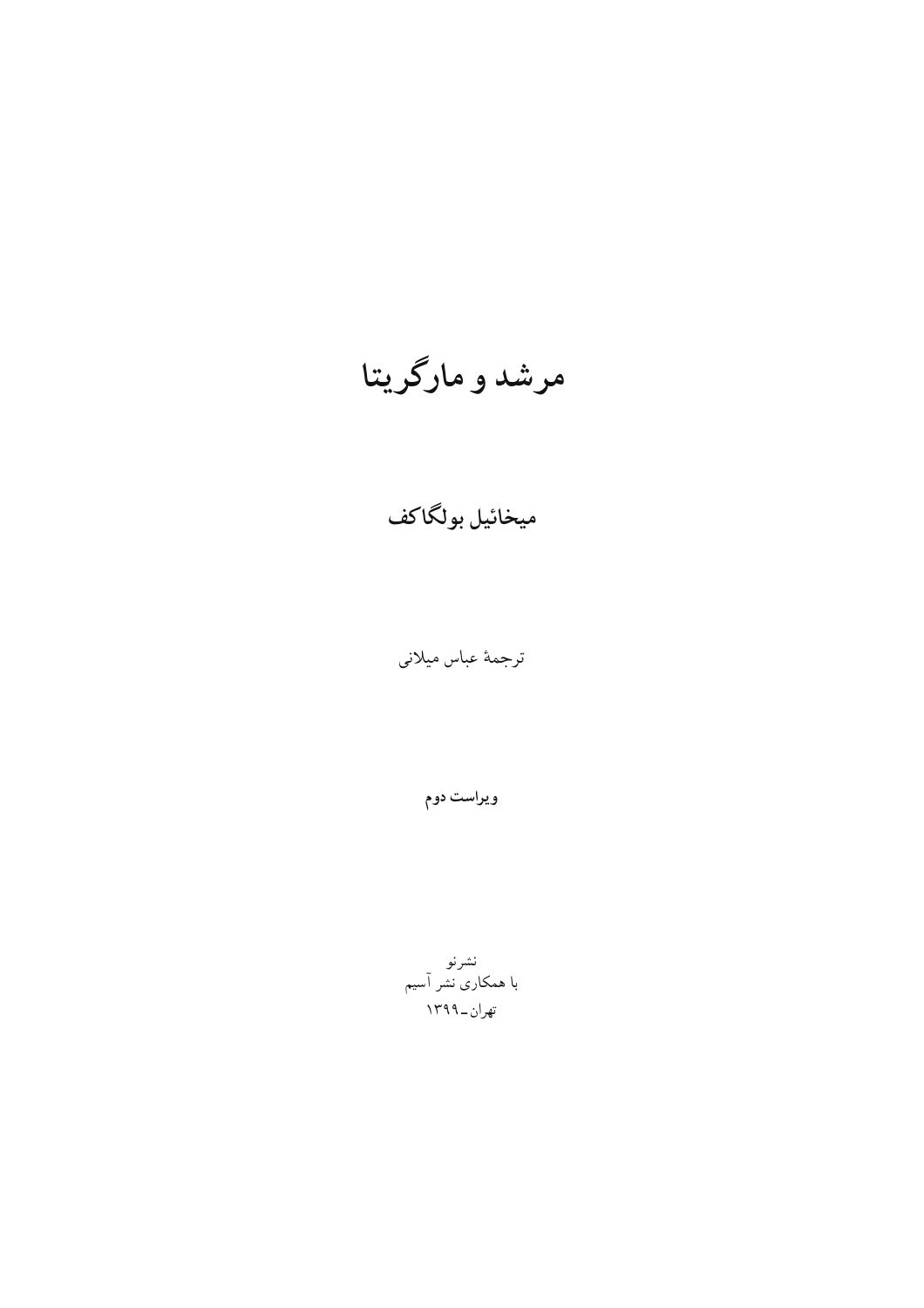# مرشد و مارگریتا

**میخائیل بولگاکف**

ترجمهٔ عباس میلانی

**ویراست دوم**

نشرنو
با همکاری نشر آسیم
تهران ـ ۱۳۹۹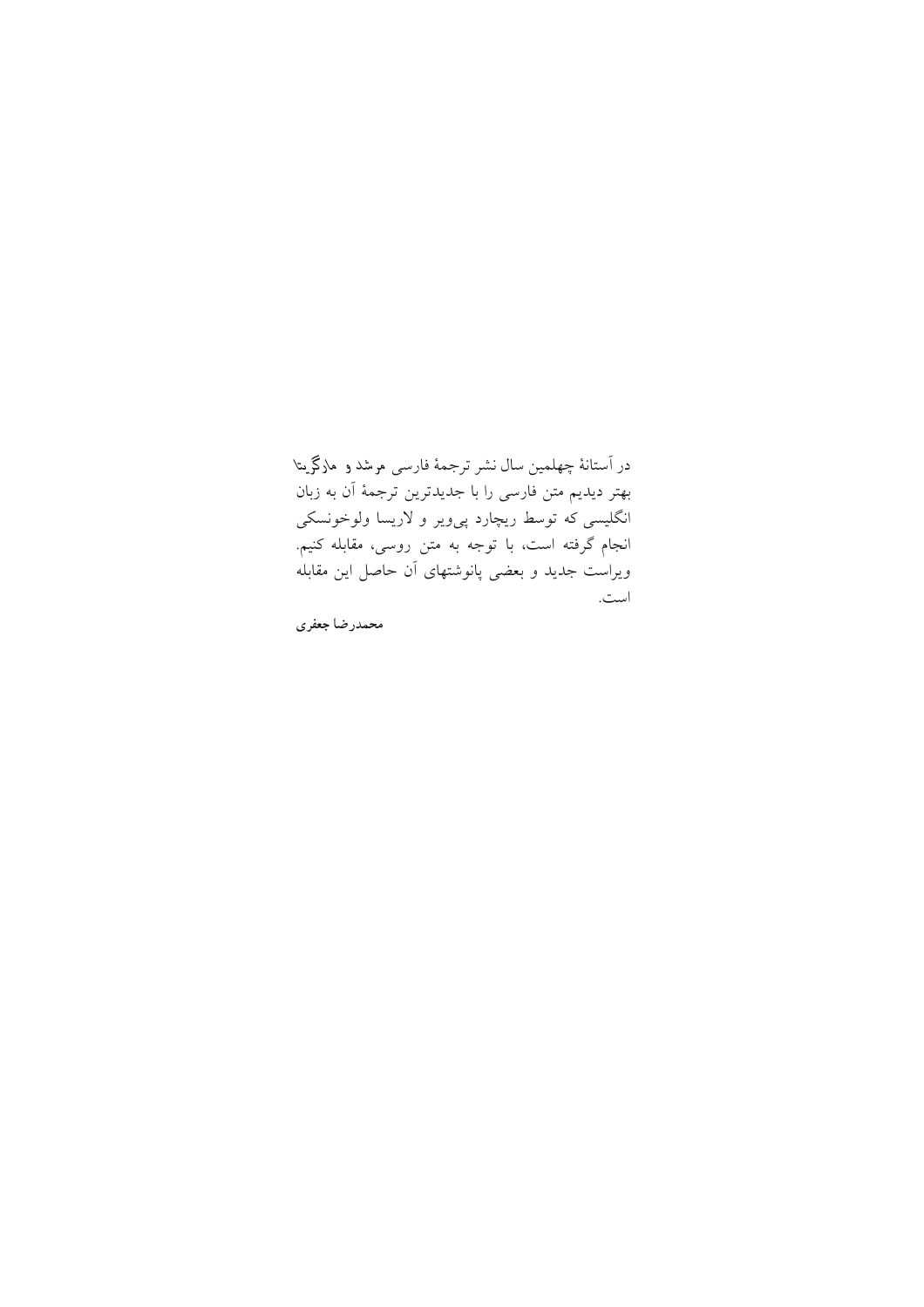در آستانهٔ چهلمین سال نشر ترجمهٔ فارسی *مرشد و مارگریتا* بهتر دیدیم متن فارسی را با جدیدترین ترجمهٔ آن به زبان انگلیسی که توسط ریچارد پی‌ویر و لاریسا ولوخونسکی انجام گرفته است، با توجه به متن روسی، مقابله کنیم. ویراست جدید و بعضی پانوشتهای آن حاصل این مقابله است.

**محمدرضا جعفری**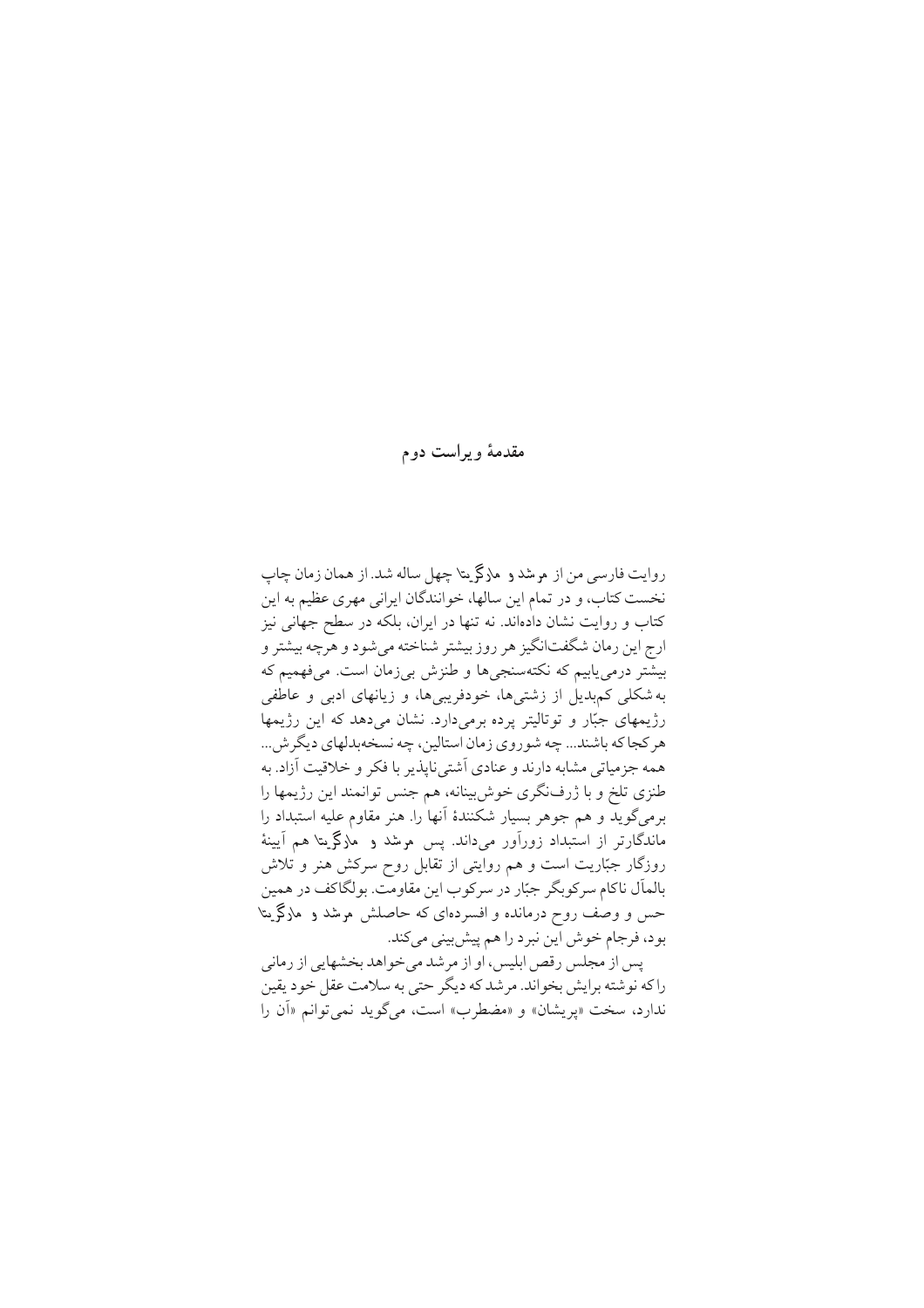## مقدمهٔ ویراست دوم

روایت فارسی من از مرشد و مارگریتا چهل ساله شد. از همان زمان چاپ نخست کتاب، و در تمام این سالها، خوانندگان ایرانی مهری عظیم به این کتاب و روایت نشان داده‌اند. نه تنها در ایران، بلکه در سطح جهانی نیز ارج این رمان شگفت‌انگیز هر روز بیشتر شناخته می‌شود و هرچه بیشتر و بیشتر درمی‌یابیم که نکته‌سنجی‌ها و طنزش بی‌زمان است. می‌فهمیم که به شکلی کم‌بدیل از زشتی‌ها، خودفریبی‌ها، و زیانهای ادبی و عاطفی رژیمهای جبّار و توتالیتر پرده برمی‌دارد. نشان می‌دهد که این رژیمها هر کجا که باشند... چه شوروی زمان استالین، چه نسخه‌بدلهای دیگرش... همه جزمیاتی مشابه دارند و عنادی آشتی‌ناپذیر با فکر و خلاقیت آزاد. به طنزی تلخ و با ژرف‌نگری خوش‌بینانه، هم جنس توانمند این رژیمها را برمی‌گوید و هم جوهر بسیار شکنندهٔ آنها را. هنر مقاوم علیه استبداد را ماندگارتر از استبداد زورآور می‌داند. پس مرشد و مارگریتا هم آیینهٔ روزگار جبّاریت است و هم روایتی از تقابل روح سرکش هنر و تلاش بالمآل ناکام سرکوبگر جبّار در سرکوب این مقاومت. بولگاکف در همین حس و وصف روح درمانده و افسرده‌ای که حاصلش مرشد و مارگریتا بود، فرجام خوش این نبرد را هم پیش‌بینی می‌کند.

پس از مجلس رقص ابلیس، او از مرشد می‌خواهد بخشهایی از رمانی را که نوشته برایش بخواند. مرشد که دیگر حتی به سلامت عقل خود یقین ندارد، سخت «پریشان» و «مضطرب» است، می‌گوید نمی‌توانم «آن را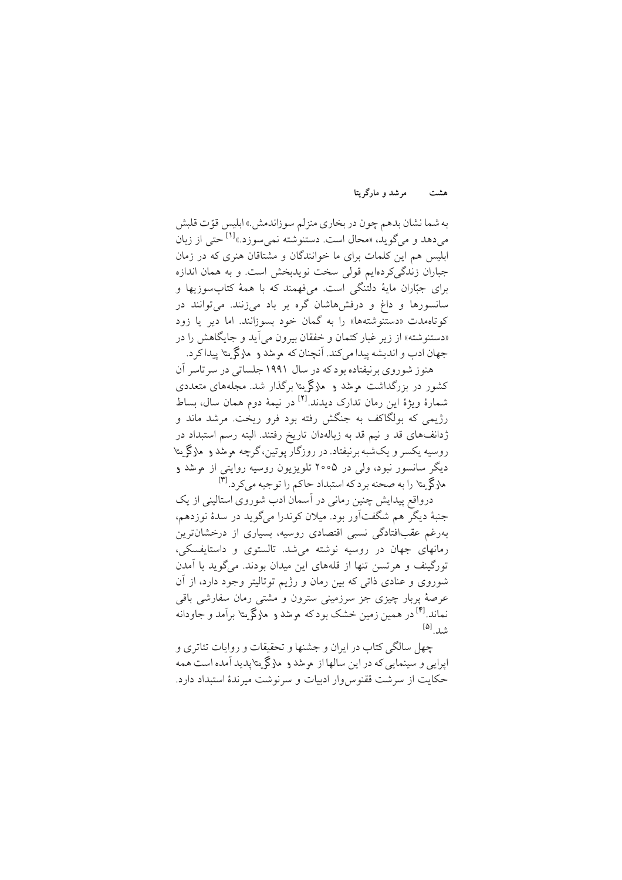به شما نشان بدهم چون در بخاری منزلم سوزاندمش.» ابلیس قوّت قلبش می‌دهد و می‌گوید، «محال است. دستنوشته نمی‌سوزد.»[1] حتی از زبان ابلیس هم این کلمات برای ما خوانندگان و مشتاقان هنری که در زمان جباران زندگی‌کرده‌ایم قولی سخت نویدبخش است. و به همان اندازه برای جبّاران مایهٔ دلتنگی است. می‌فهمند که با همهٔ کتاب‌سوزیها و سانسورها و داغ و درفش‌هاشان گره بر باد می‌زنند. می‌توانند در کوتاه‌مدت «دستنوشته‌ها» را به گمان خود بسوزانند. اما دیر یا زود «دستنوشته» از زیر غبار کتمان و خفقان بیرون می‌آید و جایگاهش را در جهان ادب و اندیشه پیدا می‌کند. آنچنان که مرشد و مارگریتا پیدا کرد.

هنوز شوروی برنیفتاده بود که در سال ۱۹۹۱ جلساتی در سرتاسر آن کشور در بزرگداشت مرشد و مارگریتا برگذار شد. مجله‌های متعددی شمارهٔ ویژهٔ این رمان تدارک دیدند.[2] در نیمهٔ دوم همان سال، بساط رژیمی که بولگاکف به جنگش رفته بود فرو ریخت. مرشد ماند و ژدانف‌های قد و نیم قد به زباله‌دان تاریخ رفتند. البته رسم استبداد در روسیه یکسر و یک‌شبه برنیفتاد. در روزگار پوتین، گرچه مرشد و مارگریتا دیگر سانسور نبود، ولی در ۲۰۰۵ تلویزیون روسیه روایتی از مرشد و مارگریتا را به صحنه برد که استبداد حاکم را توجیه می‌کرد.[3]

درواقع پیدایش چنین رمانی در آسمان ادب شوروی استالینی از یک جنبهٔ دیگر هم شگفت‌آور بود. میلان کوندرا می‌گوید در سدهٔ نوزدهم، به‌رغم عقب‌افتادگی نسبی اقتصادی روسیه، بسیاری از درخشان‌ترین رمانهای جهان در روسیه نوشته می‌شد. تالستوی و داستایفسکی، تورگینف و هرتسن تنها از قله‌های این میدان بودند. می‌گوید با آمدن شوروی و عنادی ذاتی که بین رمان و رژیم توتالیتر وجود دارد، از آن عرصهٔ پربار چیزی جز سرزمینی سترون و مشتی رمان سفارشی باقی نماند.[4] در همین زمین خشک بود که مرشد و مارگریتا برآمد و جاودانه شد.[5]

چهل سالگی کتاب در ایران و جشنها و تحقیقات و روایات تئاتری و اپرایی و سینمایی که در این سالها از مرشد و مارگریتا پدید آمده است همه حکایت از سرشت ققنوس‌وار ادبیات و سرنوشت میرندهٔ استبداد دارد.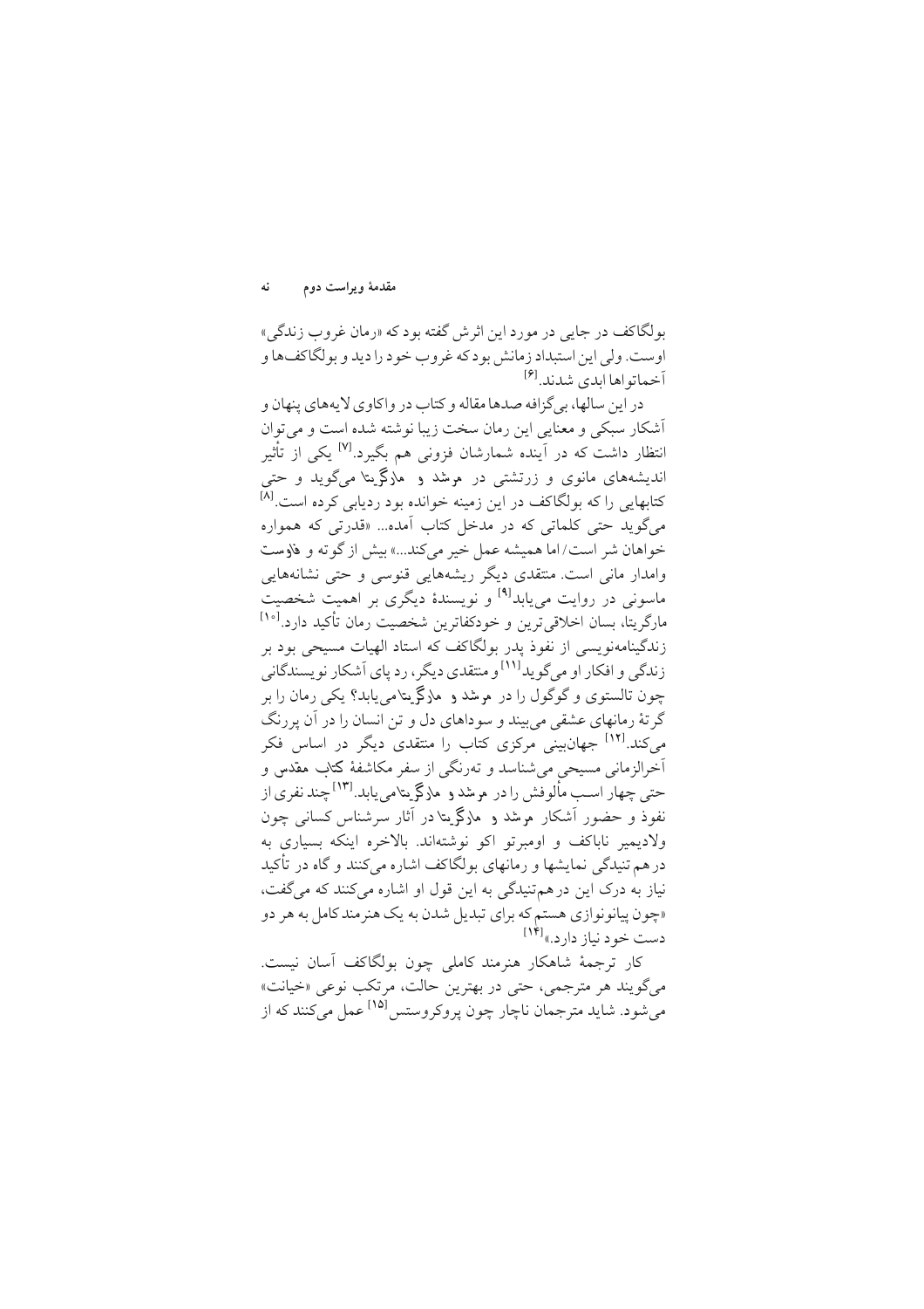بولگاکف در جایی در مورد این اثرش گفته بود که «رمان غروب زندگی» اوست. ولی این استبداد زمانش بود که غروب خود را دید و بولگاکف‌ها و آخماتواها ابدی شدند.[۶]

در این سالها، بی‌گزافه صدها مقاله و کتاب در واکاوی لایه‌های پنهان و آشکار سبکی و معنایی این رمان سخت زیبا نوشته شده است و می‌توان انتظار داشت که در آینده شمارشان فزونی هم بگیرد.[۷] یکی از تأثیر اندیشه‌های مانوی و زرتشتی در مرشد و مارگریتا می‌گوید و حتی کتابهایی را که بولگاکف در این زمینه خوانده بود ردیابی کرده است.[۸] می‌گوید حتی کلماتی که در مدخل کتاب آمده... «قدرتی که همواره خواهان شر است/ اما همیشه عمل خیر می‌کند...» بیش از گوته و فاوست وامدار مانی است. منتقدی دیگر ریشه‌هایی قنوسی و حتی نشانه‌هایی ماسونی در روایت می‌یابد[۹] و نویسندهٔ دیگری بر اهمیت شخصیت مارگریتا، بسان اخلاقی‌ترین و خودکفاترین شخصیت رمان تأکید دارد.[۱۰] زندگینامه‌نویسی از نفوذ پدر بولگاکف که استاد الهیات مسیحی بود بر زندگی و افکار او می‌گوید[۱۱] و منتقدی دیگر، رد پای آشکار نویسندگانی چون تالستوی و گوگول را در مرشد و مارگریتا می‌یابد؟ یکی رمان را بر گرتهٔ رمانهای عشقی می‌بیند و سوداهای دل و تن انسان را در آن پررنگ می‌کند.[۱۲] جهان‌بینی مرکزی کتاب را منتقدی دیگر در اساس فکر آخرالزمانی مسیحی می‌شناسد و ته‌رنگی از سفر مکاشفهٔ کتاب مقدس و حتی چهار اسب مألوفش را در مرشد و مارگریتا می‌یابد.[۱۳] چند نفری از نفوذ و حضور آشکار مرشد و مارگریتا در آثار سرشناس کسانی چون ولادیمیر ناباکف و اومبرتو اکو نوشته‌اند. بالاخره اینکه بسیاری به درهم تنیدگی نمایشها و رمانهای بولگاکف اشاره می‌کنند و گاه در تأکید نیاز به درک این درهم‌تنیدگی به این قول او اشاره می‌کنند که می‌گفت، «چون پیانونوازی هستم که برای تبدیل شدن به یک هنرمند کامل به هر دو دست خود نیاز دارد.»[۱۴]

کار ترجمهٔ شاهکار هنرمند کاملی چون بولگاکف آسان نیست. می‌گویند هر مترجمی، حتی در بهترین حالت، مرتکب نوعی «خیانت» می‌شود. شاید مترجمان ناچار چون پروکروستس[۱۵] عمل می‌کنند که از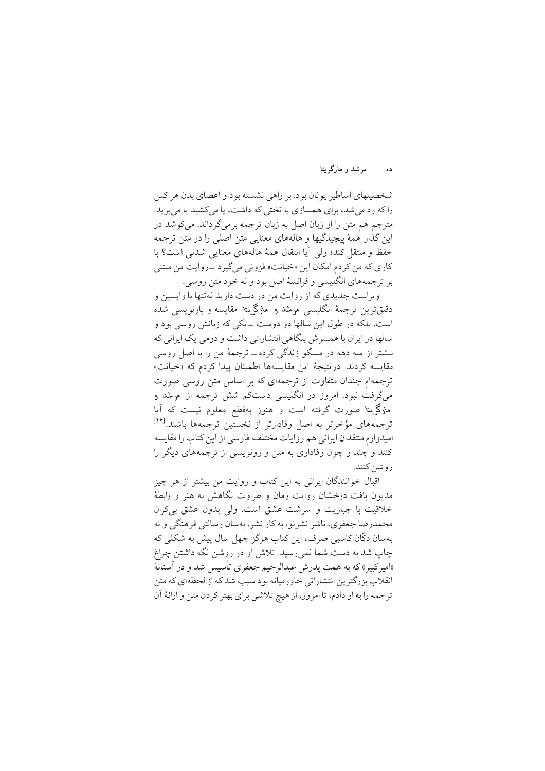شخصیتهای اساطیر یونان بود. بر راهی نشسته بود و اعضای بدن هر کس را که رد می‌شد، برای همسازی با تختی که داشت، یا می‌کشید یا می‌برید. مترجم هم متن را از زبان اصل به زبان ترجمه برمی‌گرداند. می‌کوشد در این گذار همهٔ پیچیدگیها و هاله‌های معنایی متن اصلی را در متن ترجمه حفظ و منتقل کند؛ ولی آیا انتقال همهٔ هاله‌های معنایی شدنی است؟ با کاری که من کردم امکان این «خیانت» فزونی می‌گیرد ــ روایت من مبتنی بر ترجمه‌های انگلیسی و فرانسهٔ اصل بود و نه خود متن روسی.

ویراست جدیدی که از روایت من در دست دارید نه‌تنها با واپسین و دقیق‌ترین ترجمهٔ انگلیسی *مرشد و مارگریتا* مقایسه و بازنویسی شده است، بلکه در طول این سالها دو دوست ــ یکی که زبانش روسی بود و سالها در ایران با همسرش بنگاهی انتشاراتی داشت و دومی یک ایرانی که بیشتر از سه دهه در مسکو زندگی کرده ــ ترجمهٔ من را با اصل روسی مقایسه کردند. درنتیجهٔ این مقایسه‌ها اطمینان پیدا کردم که «خیانت» ترجمه‌ام چندان متفاوت از ترجمه‌ای که بر اساس متن روسی صورت می‌گرفت نبود. امروز در انگلیسی دست‌کم شش ترجمه از *مرشد و مارگریتا* صورت گرفته است و هنوز به‌قطع معلوم نیست که آیا ترجمه‌های مؤخرتر به اصل وفادارتر از نخستین ترجمه‌ها باشند.[۱۶] امیدوارم منتقدان ایرانی هم روایات مختلف فارسی از این کتاب را مقایسه کنند و چند و چون وفاداری به متن و رونویسی از ترجمه‌های دیگر را روشن کنند.

اقبال خوانندگان ایرانی به این کتاب و روایت من بیشتر از هر چیز مدیون بافت درخشان روایت رمان و طراوت نگاهش به هنر و رابطهٔ خلاقیت با جباریت و سرشت عشق است. ولی بدون عشق بی‌کران محمدرضا جعفری، ناشر نشرنو، به کار نشر، به‌سان رسالتی فرهنگی و نه به‌سان دکّان کاسبی صرف، این کتاب هرگز چهل سال پیش به شکلی که چاپ شد به دست شما نمی‌رسید. تلاش او در روشن نگه داشتن چراغ «امیرکبیر» که به همت پدرش عبدالرحیم جعفری تأسیس شد و در آستانهٔ انقلاب بزرگترین انتشاراتی خاورمیانه بود سبب شد که از لحظه‌ای که متن ترجمه را به او دادم، تا امروز، از هیچ تلاشی برای بهتر کردن متن و ارائهٔ آن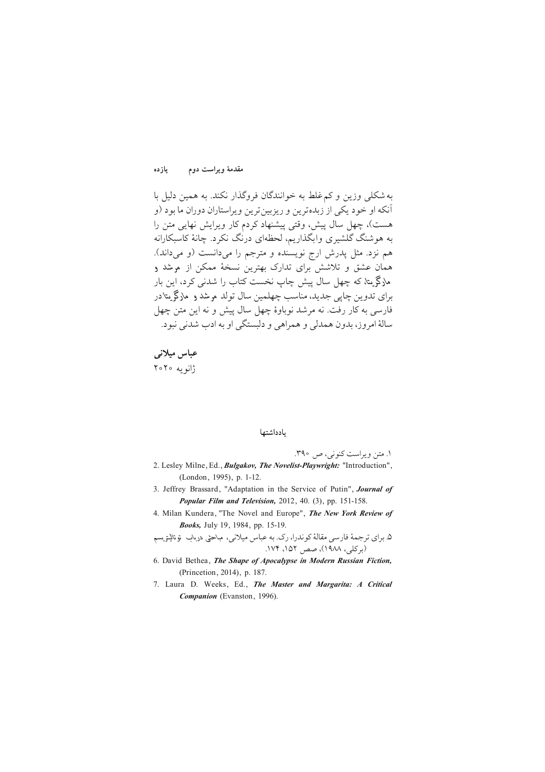به شکلی وزین و کم‌غلط به خوانندگان فروگذار نکند. به همین دلیل با آنکه او خود یکی از زبده‌ترین و ریزبین‌ترین ویراستاران دوران ما بود (و هست)، چهل سال پیش، وقتی پیشنهاد کردم کار ویرایش نهایی متن را به هوشنگ گلشیری وابگذاریم، لحظه‌ای درنگ نکرد. چانهٔ کاسبکارانه هم نزد. مثل پدرش ارج نویسنده و مترجم را می‌دانست (و می‌داند). همان عشق و تلاشش برای تدارک بهترین نسخهٔ ممکن از مرشد و مارگریتا، که چهل سال پیش چاپ نخست کتاب را شدنی کرد، این بار برای تدوین چاپی جدید، مناسب چهلمین سال تولد مرشد و مارگریتا در فارسی به کار رفت. نه مرشد نوباوهٔ چهل سال پیش و نه این متن چهل سالهٔ امروز، بدون همدلی و همراهی و دلبستگی او به ادب شدنی نبود.

**عباس میلانی**
ژانویه ۲۰۲۰

## یادداشتها

۱. متن ویراست کنونی، ص ۳۹۰.

2. Lesley Milne, Ed., ***Bulgakov, The Novelist-Playwright:*** "Introduction", (London, 1995), p. 1-12.

3. Jeffrey Brassard, "Adaptation in the Service of Putin", ***Journal of Popular Film and Television,*** 2012, 40. (3), pp. 151-158.

4. Milan Kundera, "The Novel and Europe", ***The New York Review of Books,*** July 19, 1984, pp. 15-19.

۵. برای ترجمهٔ فارسی مقالهٔ کوندرا، رک. به عباس میلانی، مباحثی دربارهٔ توتالیتریسم (برکلی، ۱۹۸۸)، صص ۱۵۲، ۱۷۴.

6. David Bethea, ***The Shape of Apocalypse in Modern Russian Fiction,*** (Princetion, 2014), p. 187.

7. Laura D. Weeks, Ed., ***The Master and Margarita: A Critical Companion*** (Evanston, 1996).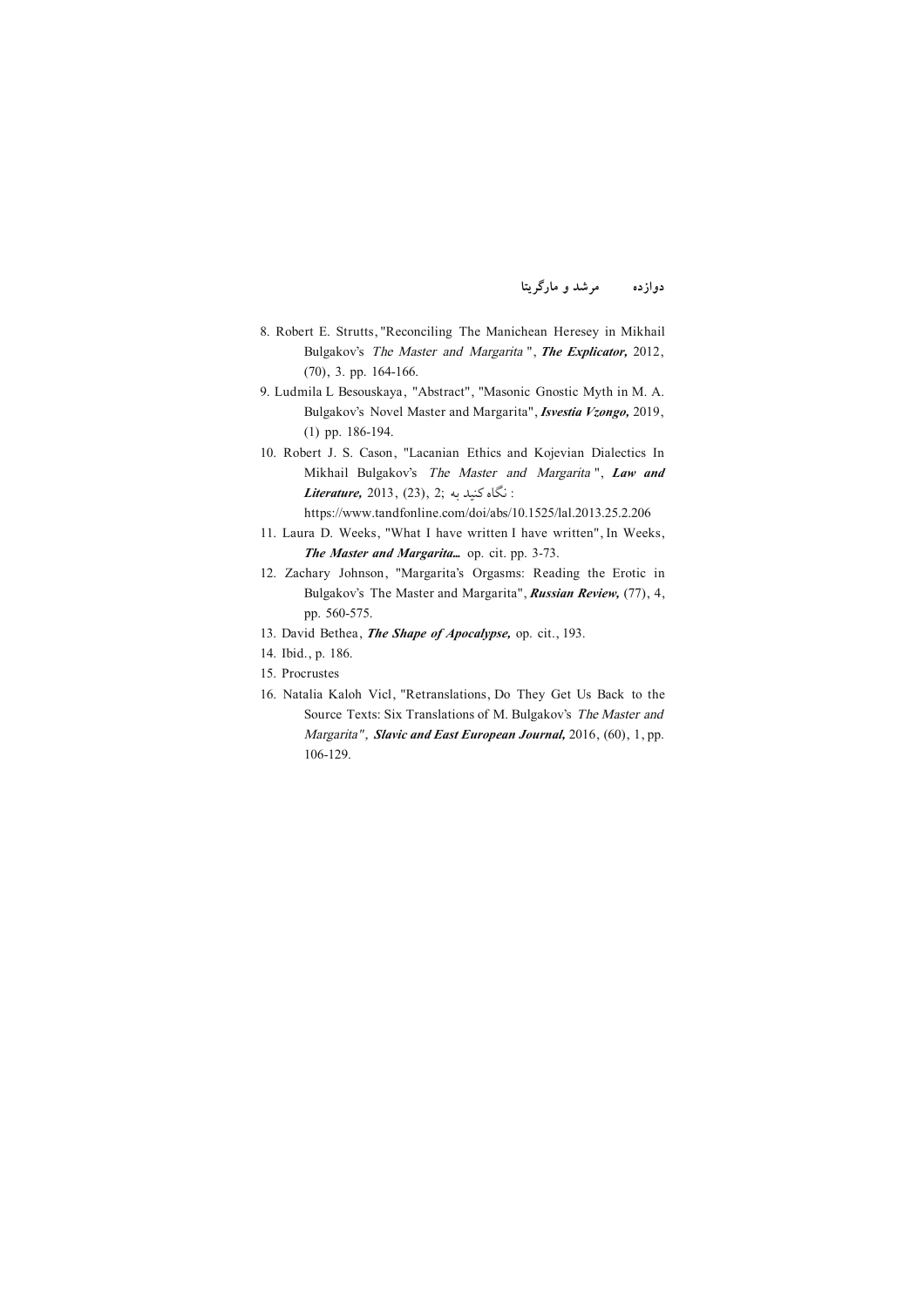8. Robert E. Strutts, "Reconciling The Manichean Heresey in Mikhail Bulgakov's *The Master and Margarita* ", ***The Explicator,*** 2012, (70), 3. pp. 164-166.
9. Ludmila L Besouskaya, "Abstract", "Masonic Gnostic Myth in M. A. Bulgakov's Novel Master and Margarita", ***Isvestia Vzongo,*** 2019, (1) pp. 186-194.
10. Robert J. S. Cason, "Lacanian Ethics and Kojevian Dialectics In Mikhail Bulgakov's *The Master and Margarita* ", ***Law and Literature,*** 2013, (23), 2; نگاه کنید به : https://www.tandfonline.com/doi/abs/10.1525/lal.2013.25.2.206
11. Laura D. Weeks, "What I have written I have written", In Weeks, ***The Master and Margarita...*** op. cit. pp. 3-73.
12. Zachary Johnson, "Margarita's Orgasms: Reading the Erotic in Bulgakov's The Master and Margarita", ***Russian Review,*** (77), 4, pp. 560-575.
13. David Bethea, ***The Shape of Apocalypse,*** op. cit., 193.
14. Ibid., p. 186.
15. Procrustes
16. Natalia Kaloh Vicl, "Retranslations, Do They Get Us Back to the Source Texts: Six Translations of M. Bulgakov's *The Master and Margarita*", ***Slavic and East European Journal,*** 2016, (60), 1, pp. 106-129.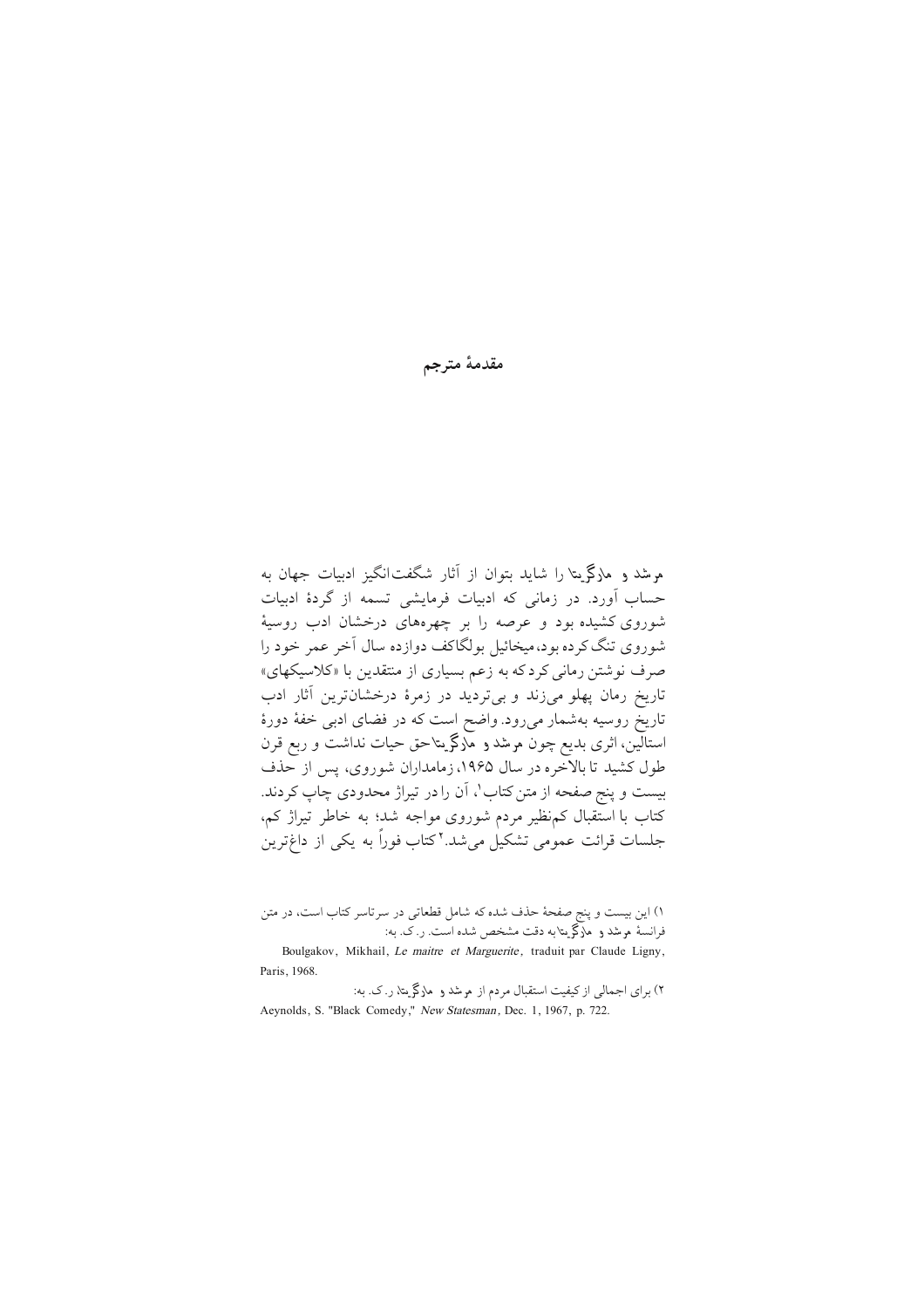# مقدمهٔ مترجم

مرشد و مارگریتا را شاید بتوان از آثار شگفت‌انگیز ادبیات جهان به حساب آورد. در زمانی که ادبیات فرمایشی تسمه از گردهٔ ادبیات شوروی کشیده بود و عرصه را بر چهره‌های درخشان ادب روسیهٔ شوروی تنگ کرده بود، میخائیل بولگاکف دوازده سال آخر عمر خود را صرف نوشتن رمانی کرد که به زعم بسیاری از منتقدین با «کلاسیکهای» تاریخ رمان پهلو می‌زند و بی‌تردید در زمرهٔ درخشان‌ترین آثار ادب تاریخ روسیه به‌شمار می‌رود. واضح است که در فضای ادبی خفهٔ دورهٔ استالین، اثری بدیع چون مرشد و مارگریتا حق حیات نداشت و ربع قرن طول کشید تا بالاخره در سال ۱۹۶۵، زمامداران شوروی، پس از حذف بیست و پنج صفحه از متن کتاب[1]، آن را در تیراژ محدودی چاپ کردند. کتاب با استقبال کم‌نظیر مردم شوروی مواجه شد؛ به خاطر تیراژ کم، جلسات قرائت عمومی تشکیل می‌شد.[2] کتاب فوراً به یکی از داغ‌ترین

---

۱) این بیست و پنج صفحهٔ حذف شده که شامل قطعاتی در سرتاسر کتاب است، در متن فرانسهٔ مرشد و مارگریتا به دقت مشخص شده است. ر.ک. به:

Boulgakov, Mikhail, *Le maitre et Marguerite*, traduit par Claude Ligny, Paris, 1968.

۲) برای اجمالی از کیفیت استقبال مردم از مرشد و مارگریتا، ر.ک. به:

Aeynolds, S. "Black Comedy," *New Statesman*, Dec. 1, 1967, p. 722.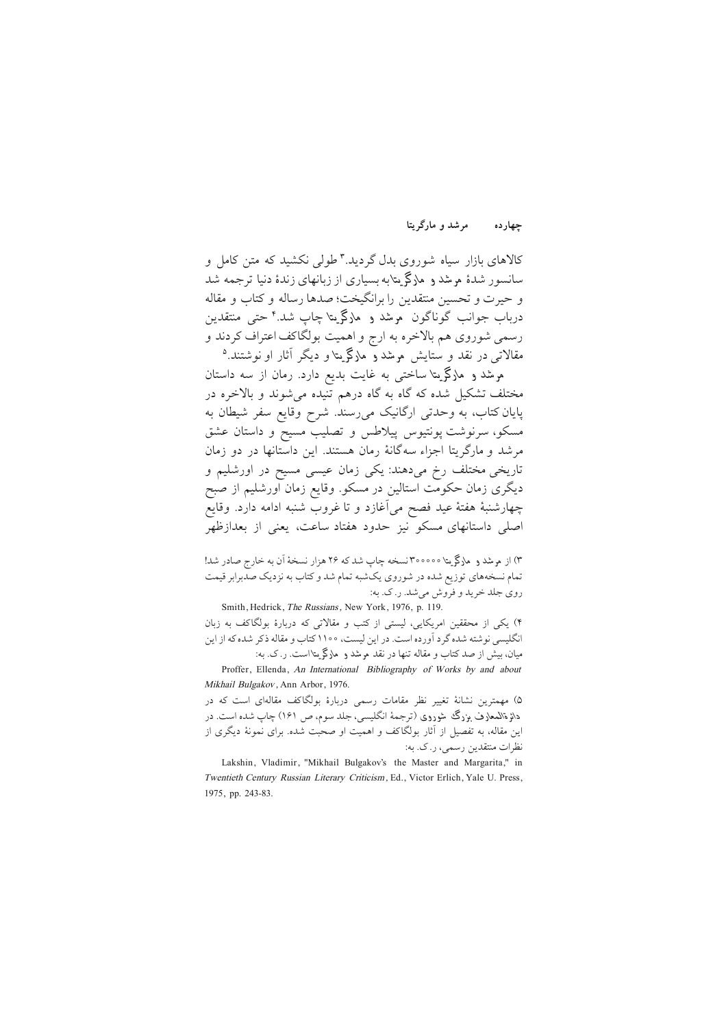کالاهای بازار سیاه شوروی بدل گردید.[۳] طولی نکشید که متن کامل و سانسور شدهٔ *مرشد و مارگریتا* به بسیاری از زبانهای زندهٔ دنیا ترجمه شد و حیرت و تحسین منتقدین را برانگیخت؛ صدها رساله و کتاب و مقاله درباب جوانب گوناگون *مرشد و مارگریتا* چاپ شد.[۴] حتی منتقدین رسمی شوروی هم بالاخره به ارج و اهمیت بولگاکف اعتراف کردند و مقالاتی در نقد و ستایش *مرشد و مارگریتا* و دیگر آثار او نوشتند.[۵]

*مرشد و مارگریتا* ساختی به غایت بدیع دارد. رمان از سه داستان مختلف تشکیل شده که گاه به گاه درهم تنیده می‌شوند و بالاخره در پایان کتاب، به وحدتی ارگانیک می‌رسند. شرح وقایع سفر شیطان به مسکو، سرنوشت پونتیوس پیلاطس و تصلیب مسیح و داستان عشق مرشد و مارگریتا اجزاء سه‌گانهٔ رمان هستند. این داستانها در دو زمان تاریخی مختلف رخ می‌دهند: یکی زمان عیسی مسیح در اورشلیم و دیگری زمان حکومت استالین در مسکو. وقایع زمان اورشلیم از صبح چهارشنبهٔ هفتهٔ عید فصح می‌آغازد و تا غروب شنبه ادامه دارد. وقایع اصلی داستانهای مسکو نیز حدود هفتاد ساعت، یعنی از بعدازظهر

۳) از *مرشد و مارگریتا* ۳۰۰۰۰۰ نسخه چاپ شد که ۲۶ هزار نسخهٔ آن به خارج صادر شد! تمام نسخه‌های توزیع شده در شوروی یک‌شبه تمام شد و کتاب به نزدیک صدبرابر قیمت روی جلد خرید و فروش می‌شد. ر.ک. به:

Smith, Hedrick, *The Russians*, New York, 1976, p. 119.

۴) یکی از محققین امریکایی، لیستی از کتب و مقالاتی که دربارهٔ بولگاکف به زبان انگلیسی نوشته شده گرد آورده است. در این لیست، ۱۱۰۰ کتاب و مقاله ذکر شده که از این میان، بیش از صد کتاب و مقاله تنها در نقد *مرشد و مارگریتا* است. ر.ک. به:

Proffer, Ellenda, *An International Bibliography of Works by and about Mikhail Bulgakov*, Ann Arbor, 1976.

۵) مهمترین نشانهٔ تغییر نظر مقامات رسمی دربارهٔ بولگاکف مقاله‌ای است که در *دائرةالمعارف بزرگ شوروی* (ترجمهٔ انگلیسی، جلد سوم، ص ۱۶۱) چاپ شده است. در این مقاله، به تفصیل از آثار بولگاکف و اهمیت او صحبت شده. برای نمونهٔ دیگری از نظرات منتقدین رسمی، ر.ک. به:

Lakshin, Vladimir, "Mikhail Bulgakov's the Master and Margarita," in *Twentieth Century Russian Literary Criticism*, Ed., Victor Erlich, Yale U. Press, 1975, pp. 243-83.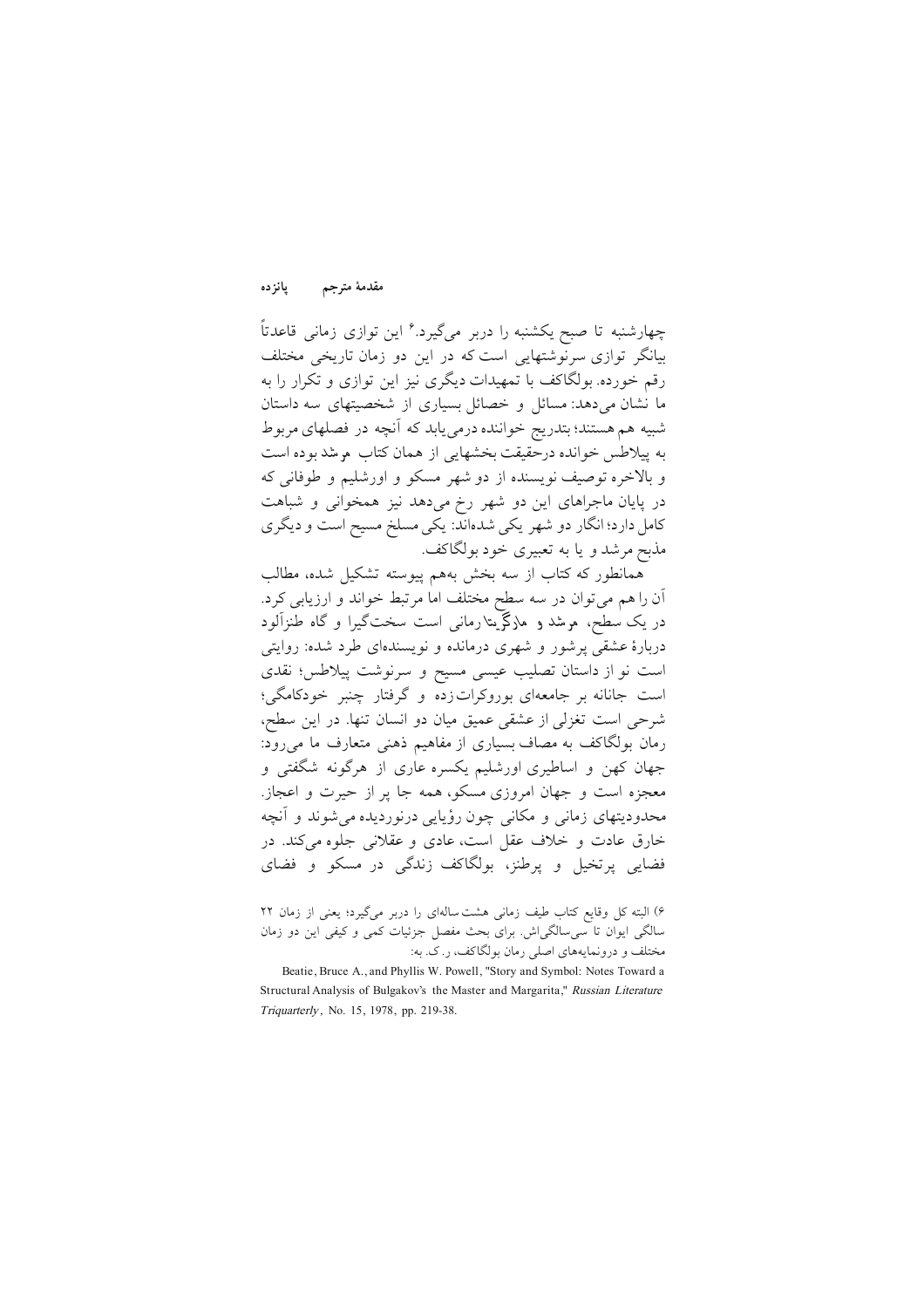چهارشنبه تا صبح یکشنبه را دربر می‌گیرد.[6] این توازی زمانی قاعدتاً بیانگر توازی سرنوشتهایی است که در این دو زمان تاریخی مختلف رقم خورده. بولگاکف با تمهیدات دیگری نیز این توازی و تکرار را به ما نشان می‌دهد: مسائل و خصائل بسیاری از شخصیتهای سه داستان شبیه هم هستند؛ بتدریج خواننده درمی‌یابد که آنچه در فصلهای مربوط به پیلاطس خوانده درحقیقت بخشهایی از همان کتاب *مرشد* بوده است و بالاخره توصیف نویسنده از دو شهر مسکو و اورشلیم و طوفانی که در پایان ماجراهای این دو شهر رخ می‌دهد نیز همخوانی و شباهت کامل دارد؛ انگار دو شهر یکی شده‌اند: یکی مسلخ مسیح است و دیگری مذبح مرشد و یا به تعبیری خود بولگاکف.

همانطور که کتاب از سه بخش به‌هم پیوسته تشکیل شده، مطالب آن را هم می‌توان در سه سطح مختلف اما مرتبط خواند و ارزیابی کرد. در یک سطح، *مرشد و مارگریتا* رمانی است سخت‌گیرا و گاه طنزآلود دربارهٔ عشقی پرشور و شهری درمانده و نویسنده‌ای طرد شده: روایتی است نو از داستان تصلیب عیسی مسیح و سرنوشت پیلاطس؛ نقدی است جانانه بر جامعه‌ای بوروکرات‌زده و گرفتار چنبر خودکامگی؛ شرحی است تغزلی از عشقی عمیق میان دو انسان تنها. در این سطح، رمان بولگاکف به مصاف بسیاری از مفاهیم ذهنی متعارف ما می‌رود: جهان کهن و اساطیری اورشلیم یکسره عاری از هرگونه شگفتی و معجزه است و جهان امروزی مسکو، همه جا پر از حیرت و اعجاز. محدودیتهای زمانی و مکانی چون رؤیایی درنوردیده می‌شوند و آنچه خارق عادت و خلاف عقل است، عادی و عقلانی جلوه می‌کند. در فضایی پرتخیل و پرطنز، بولگاکف زندگی در مسکو و فضای

---

[6] البته کل وقایع کتاب طیف زمانی هشت‌ساله‌ای را دربر می‌گیرد؛ یعنی از زمان ۲۲ سالگی ایوان تا سی‌سالگی‌اش. برای بحث مفصل جزئیات کمی و کیفی این دو زمان مختلف و درونمایه‌های اصلی رمان بولگاکف، ر.ک. به:

Beatie, Bruce A., and Phyllis W. Powell, "Story and Symbol: Notes Toward a Structural Analysis of Bulgakov's the Master and Margarita," *Russian Literature Triquarterly*, No. 15, 1978, pp. 219-38.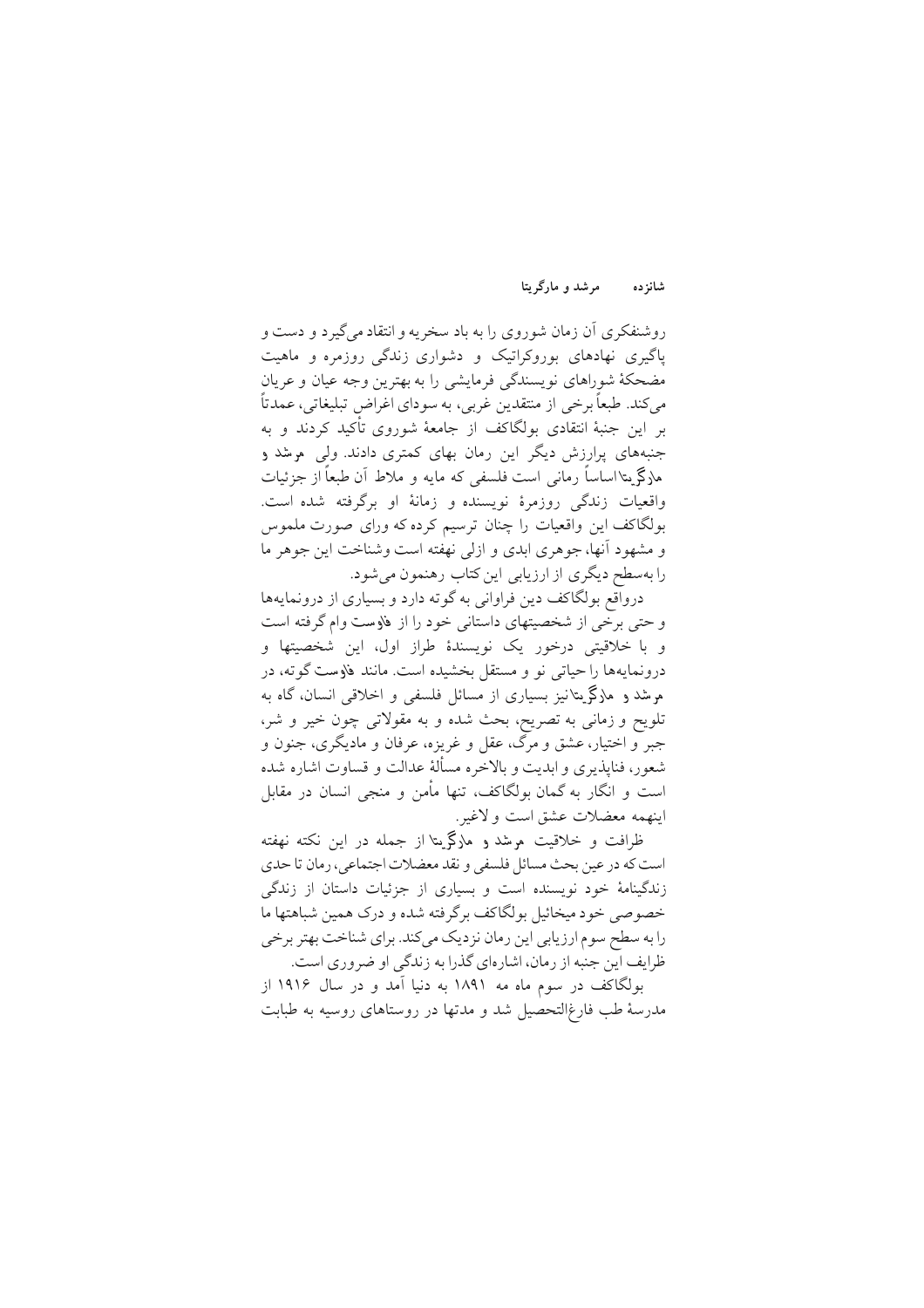روشنفکری آن زمان شوروی را به باد سخریه و انتقاد می‌گیرد و دست و پاگیری نهادهای بوروکراتیک و دشواری زندگی روزمره و ماهیت مضحکهٔ شوراهای نویسندگی فرمایشی را به بهترین وجه عیان و عریان می‌کند. طبعاً برخی از منتقدین غربی، به سودای اغراض تبلیغاتی، عمدتاً بر این جنبهٔ انتقادی بولگاکف از جامعهٔ شوروی تأکید کردند و به جنبه‌های پرارزش دیگر این رمان بهای کمتری دادند. ولی *مرشد و مارگریتا* اساساً رمانی است فلسفی که مایه و ملاط آن طبعاً از جزئیات واقعیات زندگی روزمرهٔ نویسنده و زمانهٔ او برگرفته شده است. بولگاکف این واقعیات را چنان ترسیم کرده که ورای صورت ملموس و مشهود آنها، جوهری ابدی و ازلی نهفته است وشناخت این جوهر ما را به‌سطح دیگری از ارزیابی این کتاب رهنمون می‌شود.

درواقع بولگاکف دین فراوانی به گوته دارد و بسیاری از درونمایه‌ها و حتی برخی از شخصیتهای داستانی خود را از *فاوست* وام گرفته است و با خلاقیتی درخور یک نویسندهٔ طراز اول، این شخصیتها و درونمایه‌ها را حیاتی نو و مستقل بخشیده است. مانند *فاوست* گوته، در *مرشد و مارگریتا* نیز بسیاری از مسائل فلسفی و اخلاقی انسان، گاه به تلویح و زمانی به تصریح، بحث شده و به مقولاتی چون خیر و شر، جبر و اختیار، عشق و مرگ، عقل و غریزه، عرفان و مادیگری، جنون و شعور، فناپذیری و ابدیت و بالاخره مسألهٔ عدالت و قساوت اشاره شده است و انگار به گمان بولگاکف، تنها مأمن و منجی انسان در مقابل اینهمه معضلات عشق است و لاغیر.

ظرافت و خلاقیت *مرشد و مارگریتا* از جمله در این نکته نهفته است که در عین بحث مسائل فلسفی و نقد معضلات اجتماعی، رمان تا حدی زندگینامهٔ خود نویسنده است و بسیاری از جزئیات داستان از زندگی خصوصی خود میخائیل بولگاکف برگرفته شده و درک همین شباهتها ما را به سطح سوم ارزیابی این رمان نزدیک می‌کند. برای شناخت بهتر برخی ظرایف این جنبه از رمان، اشاره‌ای گذرا به زندگی او ضروری است.

بولگاکف در سوم ماه مه ۱۸۹۱ به دنیا آمد و در سال ۱۹۱۶ از مدرسهٔ طب فارغ‌التحصیل شد و مدتها در روستاهای روسیه به طبابت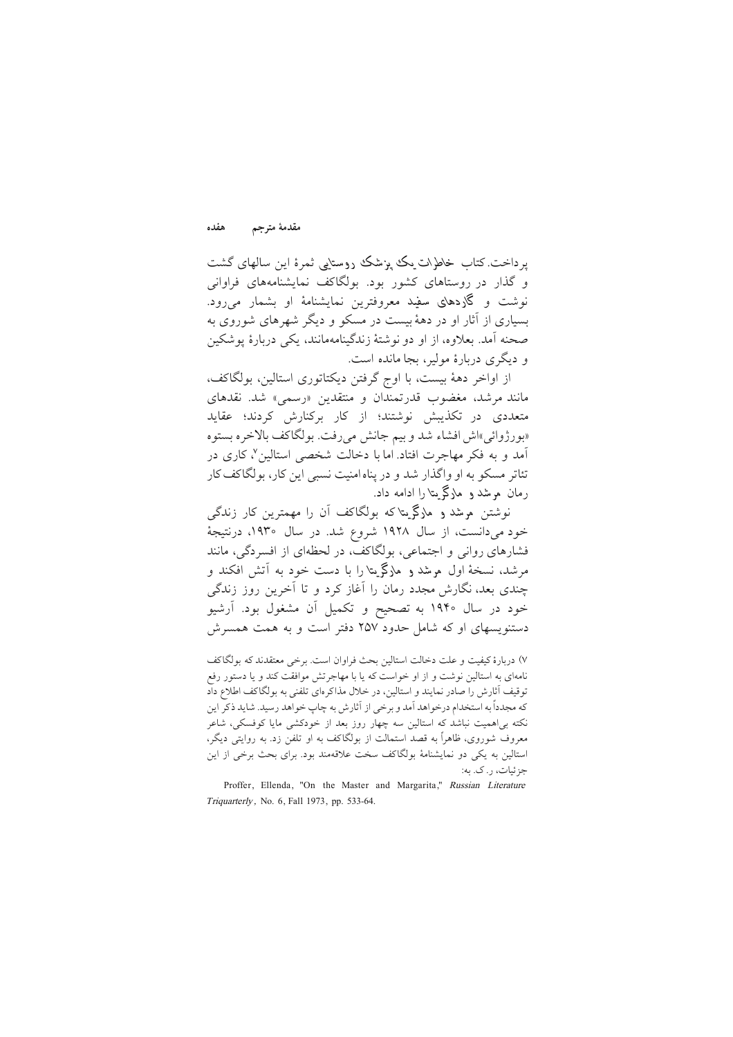پرداخت. کتاب خاطرات یک پزشک روستایی ثمرهٔ این سالهای گشت و گذار در روستاهای کشور بود. بولگاکف نمایشنامه‌های فراوانی نوشت و گاردهای سفید معروفترین نمایشنامهٔ او بشمار می‌رود. بسیاری از آثار او در دههٔ بیست در مسکو و دیگر شهرهای شوروی به صحنه آمد. بعلاوه، از او دو نوشتهٔ زندگینامه‌مانند، یکی دربارهٔ پوشکین و دیگری دربارهٔ مولیر، بجا مانده است.

از اواخر دههٔ بیست، با اوج گرفتن دیکتاتوری استالین، بولگاکف، مانند مرشد، مغضوب قدرتمندان و منتقدین «رسمی» شد. نقدهای متعددی در تکذیبش نوشتند؛ از کار برکنارش کردند؛ عقاید «بورژوائی»اش افشاء شد و بیم جانش می‌رفت. بولگاکف بالاخره بستوه آمد و به فکر مهاجرت افتاد. اما با دخالت شخصی استالین[۷]، کاری در تئاتر مسکو به او واگذار شد و در پناه امنیت نسبی این کار، بولگاکف کار رمان مرشد و مارگریتا را ادامه داد.

نوشتن مرشد و مارگریتا که بولگاکف آن را مهمترین کار زندگی خود می‌دانست، از سال ۱۹۲۸ شروع شد. در سال ۱۹۳۰، درنتیجهٔ فشارهای روانی و اجتماعی، بولگاکف، در لحظه‌ای از افسردگی، مانند مرشد، نسخهٔ اول مرشد و مارگریتا را با دست خود به آتش افکند و چندی بعد، نگارش مجدد رمان را آغاز کرد و تا آخرین روز زندگی خود در سال ۱۹۴۰ به تصحیح و تکمیل آن مشغول بود. آرشیو دستنویسهای او که شامل حدود ۲۵۷ دفتر است و به همت همسرش

---

۷) دربارهٔ کیفیت و علت دخالت استالین بحث فراوان است. برخی معتقدند که بولگاکف نامه‌ای به استالین نوشت و از او خواست که یا با مهاجرتش موافقت کند و یا دستور رفع توقیف آثارش را صادر نمایند و استالین، در خلال مذاکره‌ای تلفنی به بولگاکف اطلاع داد که مجدداً به استخدام درخواهد آمد و برخی از آثارش به چاپ خواهد رسید. شاید ذکر این نکته بی‌اهمیت نباشد که استالین سه چهار روز بعد از خودکشی مایا کوفسکی، شاعر معروف شوروی، ظاهراً به قصد استمالت از بولگاکف به او تلفن زد. به روایتی دیگر، استالین به یکی دو نمایشنامهٔ بولگاکف سخت علاقه‌مند بود. برای بحث برخی از این جزئیات، ر.ک. به:

Proffer, Ellenda, "On the Master and Margarita," *Russian Literature Triquarterly*, No. 6, Fall 1973, pp. 533-64.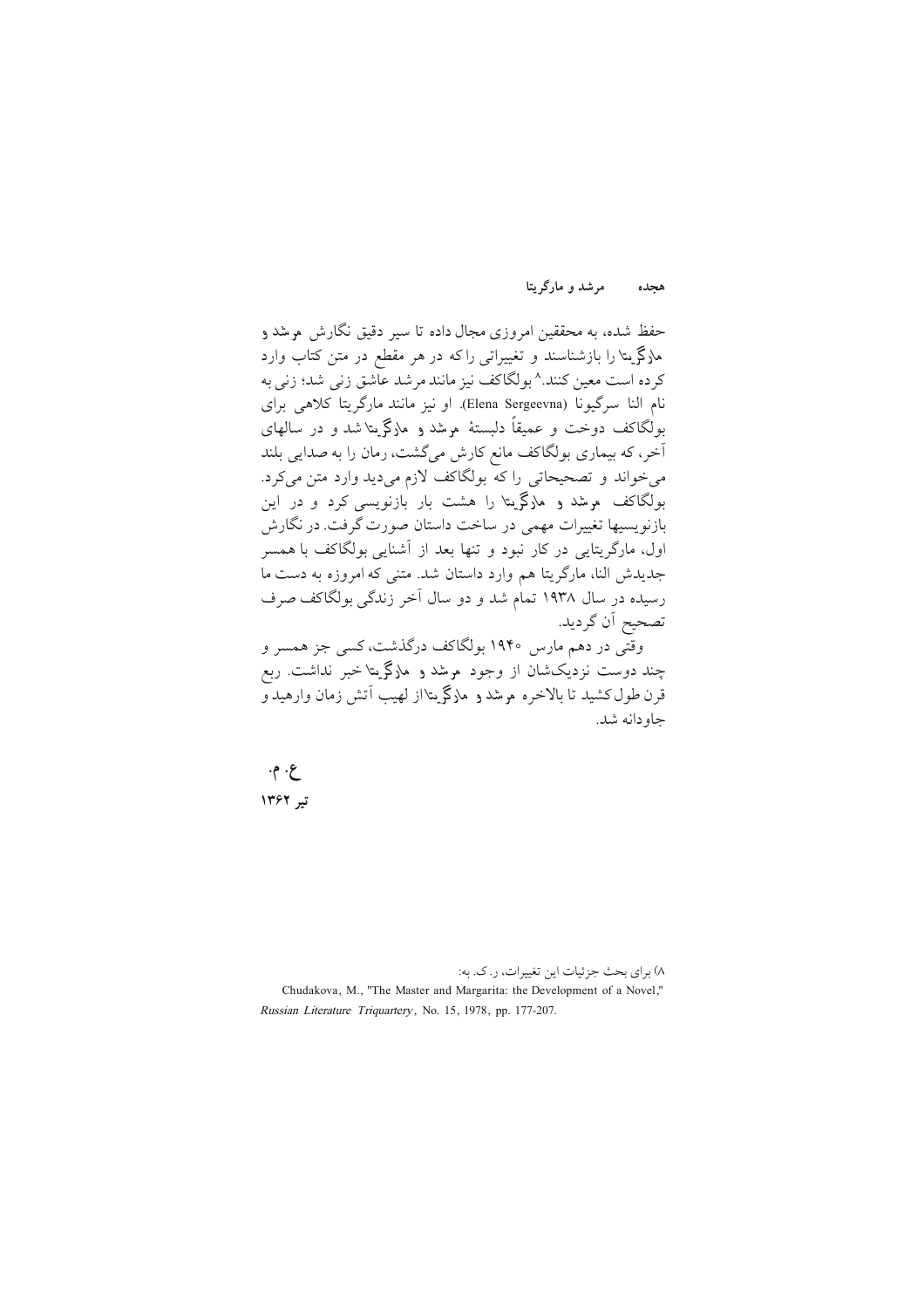حفظ شده، به محققین امروزی مجال داده تا سیر دقیق نگارش مرشد و مارگریتا را بازشناسند و تغییراتی راکه در هر مقطع در متن کتاب وارد کرده است معین کنند.[۸] بولگاکف نیز مانند مرشد عاشق زنی شد؛ زنی به نام النا سرگیونا (Elena Sergeevna). او نیز مانند مارگریتا کلاهی برای بولگاکف دوخت و عمیقاً دلبستهٔ مرشد و مارگریتا شد و در سالهای آخر، که بیماری بولگاکف مانع کارش می‌گشت، رمان را به صدایی بلند می‌خواند و تصحیحاتی را که بولگاکف لازم می‌دید وارد متن می‌کرد. بولگاکف مرشد و مارگریتا را هشت بار بازنویسی کرد و در این بازنویسیها تغییرات مهمی در ساخت داستان صورت گرفت. در نگارش اول، مارگریتایی در کار نبود و تنها بعد از آشنایی بولگاکف با همسر جدیدش النا، مارگریتا هم وارد داستان شد. متنی که امروزه به دست ما رسیده در سال ۱۹۳۸ تمام شد و دو سال آخر زندگی بولگاکف صرف تصحیح آن گردید.

وقتی در دهم مارس ۱۹۴۰ بولگاکف درگذشت، کسی جز همسر و چند دوست نزدیک‌شان از وجود مرشد و مارگریتا خبر نداشت. ربع قرن طول کشید تا بالاخره مرشد و مارگریتا از لهیب آتش زمان وارهید و جاودانه شد.

**ع. م.**

**تیر ۱۳۶۲**

---

۸) برای بحث جزئیات این تغییرات، ر.ک. به:

Chudakova, M., "The Master and Margarita: the Development of a Novel," *Russian Literature Triquartery*, No. 15, 1978, pp. 177-207.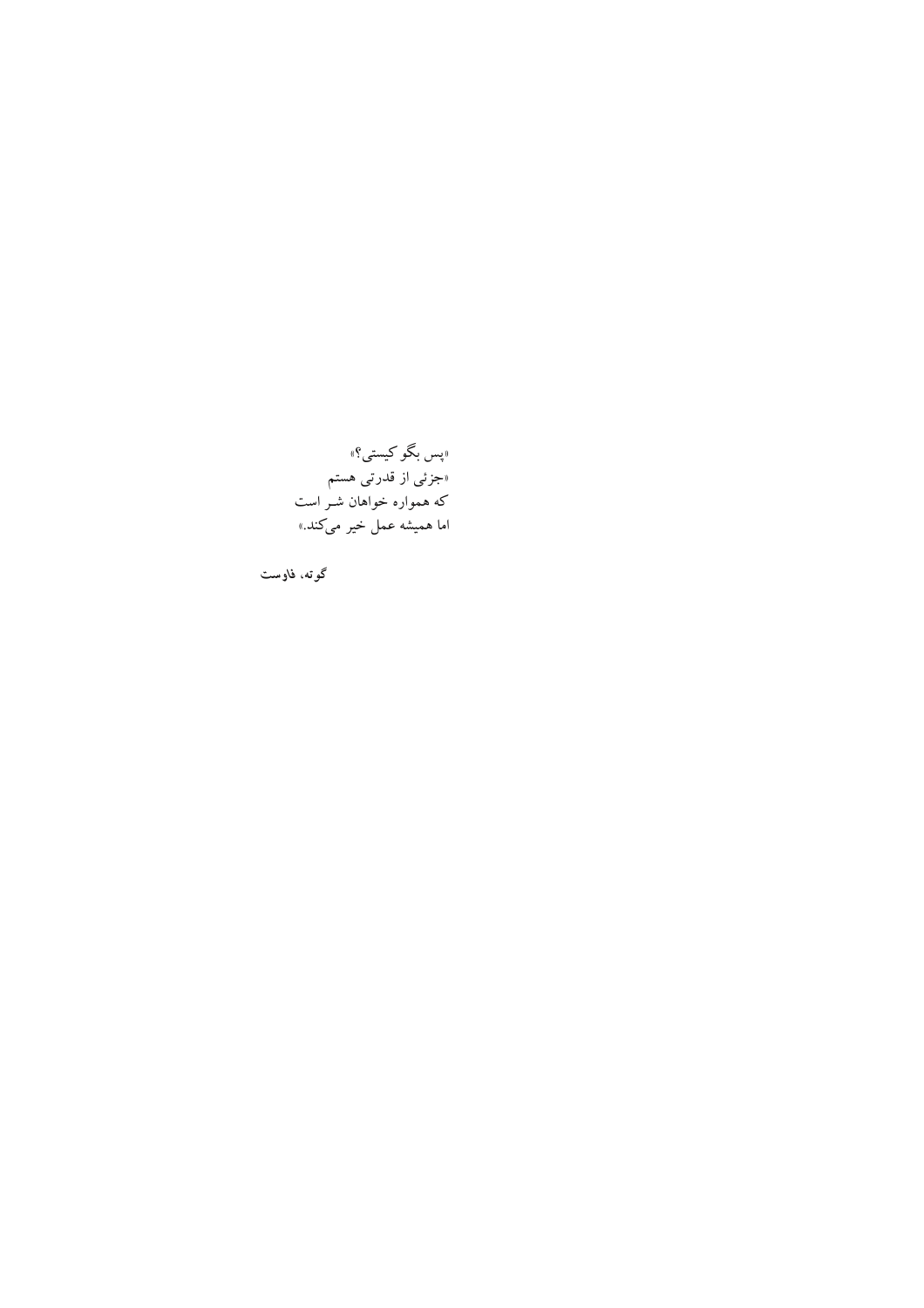«پس بگو کیستی؟»
«جزئی از قدرتی هستم
که همواره خواهان شـر است
اما همیشه عمل خیر می‌کند.»

گوته، فاوست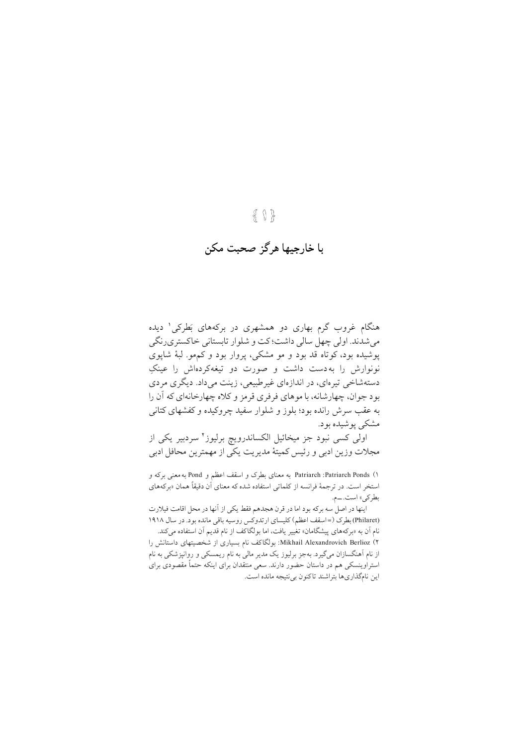{ ۱ }

# با خارجیها هرگز صحبت مکن

هنگام غروب گرم بهاری دو همشهری در برکه‌های بَطرکی[۱] دیده می‌شدند. اولی چهل سالی داشت؛ کت و شلوار تابستانی خاکستری‌رنگی پوشیده بود، کوتاه قد بود و مو مشکی، پروار بود و کم‌مو. لبهٔ شاپوی نونوارش را به‌دست داشت و صورت دو تیغه‌کرده‌اش را عینکِ دسته‌شاخی تیره‌ای، در اندازه‌ای غیرطبیعی، زینت می‌داد. دیگری مردی بود جوان، چهارشانه، با موهای فرفری قرمز و کلاه چهارخانه‌ای که آن را به عقب سرش رانده بود؛ بلوز و شلوار سفید چروکیده و کفشهای کتانی مشکی پوشیده بود.

اولی کسی نبود جز میخائیل الکساندرویچ برلیوز[۲] سردبیر یکی از مجلات وزین ادبی و رئیس کمیتهٔ مدیریت یکی از مهمترین محافل ادبی

---

۱) Patriarch Ponds: Patriarch به معنای بطرک و اسقف اعظم و Pond به‌معنی برکه و استخر است. در ترجمهٔ فرانسه از کلماتی استفاده شده که معنای آن دقیقاً همان «برکه‌های بطرکی» است. ـــم.

اینها در اصل سه برکه بود اما در قرن هجدهم فقط یکی از آنها در محل اقامت فیلارت (Philaret) بطرک (=اسقف اعظم) کلیسای ارتدوکس روسیه باقی مانده بود. در سال ۱۹۱۸ نام آن به «برکه‌های پیشگامان» تغییر یافت، اما بولگاکف از نام قدیم آن استفاده می‌کند.

۲) Mikhail Alexandrovich Berlioz: بولگاکف نام بسیاری از شخصیتهای داستانش را از نام آهنگسازان می‌گیرد. به‌جز برلیوز یک مدیر مالی به نام ریمسکی و روانپزشکی به نام استراوینسکی هم در داستان حضور دارند. سعی منتقدان برای اینکه حتماً مقصودی برای این نامگذاری‌ها بتراشند تاکنون بی‌نتیجه مانده است.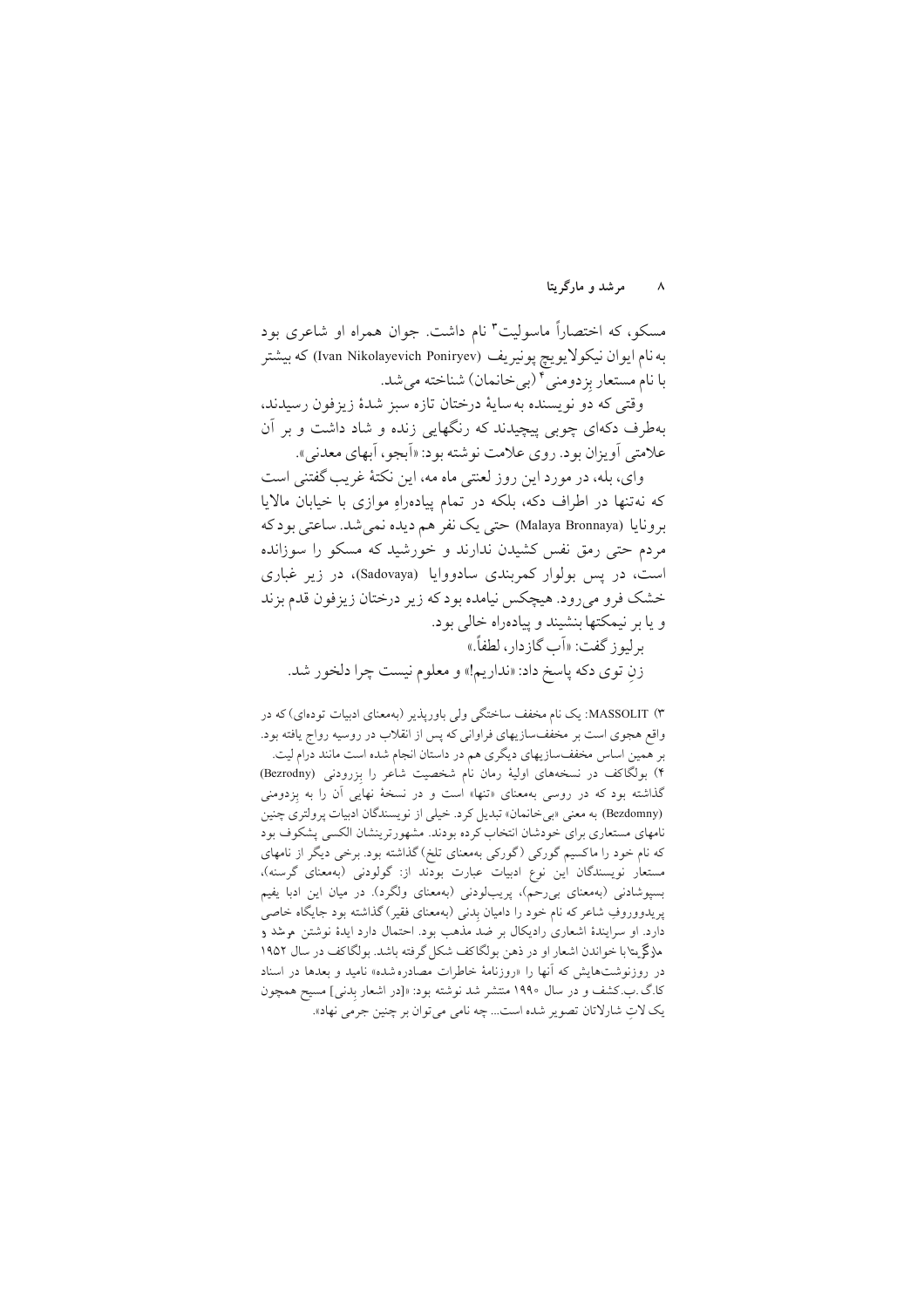مسکو، که اختصاراً ماسولیت[3] نام داشت. جوان همراه او شاعری بود به نام ایوان نیکولایویچ پونیریف (Ivan Nikolayevich Poniryev) که بیشتر با نام مستعار بزدومنی[4] (بی‌خانمان) شناخته می‌شد.

وقتی که دو نویسنده به سایهٔ درختان تازه سبز شدهٔ زیزفون رسیدند، به‌طرف دکه‌ای چوبی پیچیدند که رنگهایی زنده و شاد داشت و بر آن علامتی آویزان بود. روی علامت نوشته بود: «آبجو، آبهای معدنی».

وای، بله، در مورد این روز لعنتی ماه مه، این نکتهٔ غریب گفتنی است که نه‌تنها در اطراف دکه، بلکه در تمام پیاده‌راهِ موازی با خیابان مالایا برونایا (Malaya Bronnaya) حتی یک نفر هم دیده نمی‌شد. ساعتی بود که مردم حتی رمق نفس کشیدن ندارند و خورشید که مسکو را سوزانده است، در پس بولوار کمربندی سادووایا (Sadovaya)، در زیر غباری خشک فرو می‌رود. هیچکس نیامده بود که زیر درختان زیزفون قدم بزند و یا بر نیمکتها بنشیند و پیاده‌راه خالی بود.

برلیوز گفت: «آب گازدار، لطفاً.»

زنِ توی دکه پاسخ داد: «نداریم!» و معلوم نیست چرا دلخور شد.

---

۳) MASSOLIT: یک نام مخفف ساختگی ولی باورپذیر (به‌معنای ادبیات توده‌ای) که در واقع هجوی است بر مخفف‌سازیهای فراوانی که پس از انقلاب در روسیه رواج یافته بود. بر همین اساس مخفف‌سازیهای دیگری هم در داستان انجام شده است مانند درام لیت.

۴) بولگاکف در نسخه‌های اولیهٔ رمان نام شخصیت شاعر را بزرودنی (Bezrodny) گذاشته بود که در روسی به‌معنای «تنها» است و در نسخهٔ نهایی آن را به بزدومنی (Bezdomny) به معنی «بی‌خانمان» تبدیل کرد. خیلی از نویسندگان ادبیات پرولتری چنین نامهای مستعاری برای خودشان انتخاب کرده بودند. مشهورترینشان الکسی پشکوف بود که نام خود را ماکسیم گورکی (گورکی به‌معنای تلخ) گذاشته بود. برخی دیگر از نامهای مستعار نویسندگان این نوع ادبیات عبارت بودند از: گولودنی (به‌معنای گرسنه)، بسپوشادنی (به‌معنای بی‌رحم)، پریبلودنی (به‌معنای ولگرد). در میان این ادبا یفیم پریدووروفِ شاعر که نام خود را دامیان بِدنی (به‌معنای فقیر) گذاشته بود جایگاه خاصی دارد. او سرایندهٔ اشعاری رادیکال بر ضد مذهب بود. احتمال دارد ایدهٔ نوشتن مرشد و مارگریتا با خواندن اشعار او در ذهن بولگاکف شکل گرفته باشد. بولگاکف در سال ۱۹۵۲ در روزنوشت‌هایش که آنها را «روزنامهٔ خاطرات مصادره شده» نامید و بعدها در اسناد کا.گ.ب.کشف و در سال ۱۹۹۰ منتشر شد نوشته بود: «[در اشعار بدنی] مسیح همچون یک لاتِ شارلاتان تصویر شده است... چه نامی می‌توان بر چنین جرمی نهاد».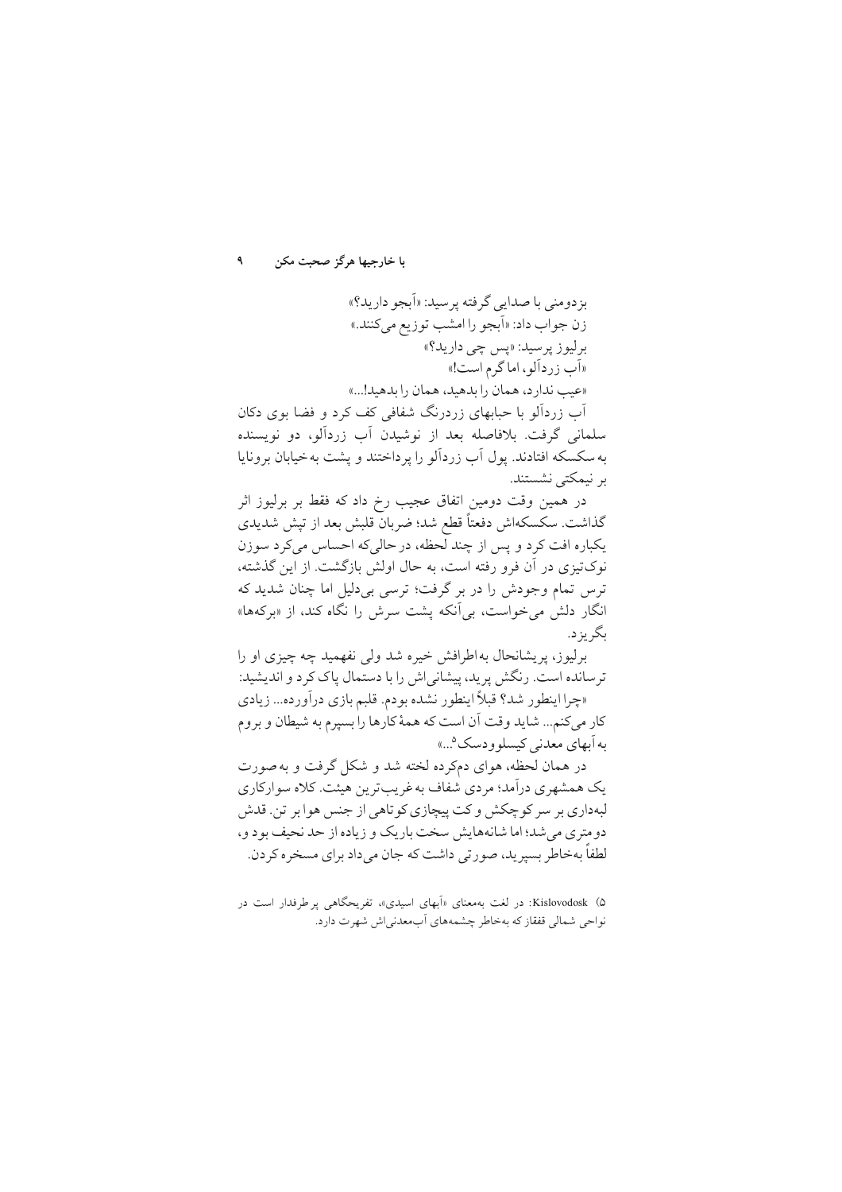بزدومنی با صدایی گرفته پرسید: «آبجو دارید؟»

زن جواب داد: «آبجو را امشب توزیع می‌کنند.»

برلیوز پرسید: «پس چی دارید؟»

«آب زردآلو، اما گرم است!»

«عیب ندارد، همان را بدهید، همان را بدهید!...»

آب زردآلو با حبابهای زردرنگ شفافی کف کرد و فضا بوی دکان سلمانی گرفت. بلافاصله بعد از نوشیدن آب زردآلو، دو نویسنده به سکسکه افتادند. پول آب زردآلو را پرداختند و پشت به خیابان برونایا بر نیمکتی نشستند.

در همین وقت دومین اتفاق عجیب رخ داد که فقط بر برلیوز اثر گذاشت. سکسکه‌اش دفعتاً قطع شد؛ ضربان قلبش بعد از تپش شدیدی یکباره افت کرد و پس از چند لحظه، در حالی‌که احساس می‌کرد سوزن نوک‌تیزی در آن فرو رفته است، به حال اولش بازگشت. از این گذشته، ترس تمام وجودش را در بر گرفت؛ ترسی بی‌دلیل اما چنان شدید که انگار دلش می‌خواست، بی‌آنکه پشت سرش را نگاه کند، از «برکه‌ها» بگریزد.

برلیوز، پریشانحال به اطرافش خیره شد ولی نفهمید چه چیزی او را ترسانده است. رنگش پرید، پیشانی‌اش را با دستمال پاک کرد و اندیشید: «چرا اینطور شد؟ قبلاً اینطور نشده بودم. قلبم بازی درآورده... زیادی کار می‌کنم... شاید وقت آن است که همهٔ کارها را بسپرم به شیطان و بروم به آبهای معدنی کیسلوودسک[5]...»

در همان لحظه، هوای دمکرده لخته شد و شکل گرفت و به صورت یک همشهری درآمد؛ مردی شفاف به غریب‌ترین هیئت. کلاه سوارکاری لبه‌داری بر سر کوچکش و کت پیچازی کوتاهی از جنس هوا بر تن. قدش دومتری می‌شد؛ اما شانه‌هایش سخت باریک و زیاده از حد نحیف بود و، لطفاً به‌خاطر بسپرید، صورتی داشت که جان می‌داد برای مسخره کردن.

---

۵) Kislovodosk: در لغت به‌معنای «آبهای اسیدی»، تفریحگاهی پرطرفدار است در نواحی شمالی قفقاز که به‌خاطر چشمه‌های آب‌معدنی‌اش شهرت دارد.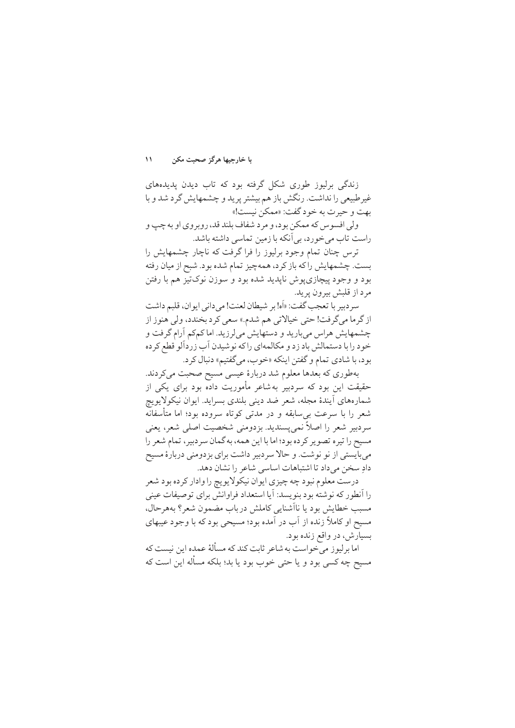زندگی برلیوز طوری شکل گرفته بود که تاب دیدن پدیده‌های غیرطبیعی را نداشت. رنگش باز هم بیشتر پرید و چشمهایش گرد شد و با بهت و حیرت به خود گفت: «ممکن نیست!»

ولی افسوس که ممکن بود، و مرد شفاف بلند قد، روبروی او به چپ و راست تاب می‌خورد، بی‌آنکه با زمین تماسی داشته باشد.

ترس چنان تمام وجود برلیوز را فرا گرفت که ناچار چشمهایش را بست. چشمهایش را که باز کرد، همه‌چیز تمام شده بود. شبح از میان رفته بود و وجود پیچازی‌پوش ناپدید شده بود و سوزن نوک‌تیز هم با رفتن مرد از قلبش بیرون پرید.

سردبیر با تعجب گفت: «آه! بر شیطان لعنت! می‌دانی ایوان، قلبم داشت از گرما می‌گرفت! حتی خیالاتی هم شدم.» سعی کرد بخندد، ولی هنوز از چشمهایش هراس می‌بارید و دستهایش می‌لرزید. اما کم‌کم آرام گرفت و خود را با دستمالش باد زد و مکالمه‌ای را که نوشیدن آب زردآلو قطع کرده بود، با شادی تمام و گفتن اینکه «خوب، می‌گفتیم» دنبال کرد.

به‌طوری که بعدها معلوم شد دربارهٔ عیسی مسیح صحبت می‌کردند. حقیقت این بود که سردبیر به شاعر مأموریت داده بود برای یکی از شماره‌های آیندهٔ مجله، شعر ضد دینی بلندی بسراید. ایوان نیکولایویچ شعر را با سرعت بی‌سابقه و در مدتی کوتاه سروده بود؛ اما متأسفانه سردبیر شعر را اصلاً نمی‌پسندید. بزدومنی شخصیت اصلی شعر، یعنی مسیح را تیره تصویر کرده بود؛ اما با این همه، به‌گمان سردبیر، تمام شعر را می‌بایستی از نو نوشت. و حالا سردبیر داشت برای بزدومنی دربارهٔ مسیح دادِ سخن می‌داد تا اشتباهات اساسی شاعر را نشان دهد.

درست معلوم نبود چه چیزی ایوان نیکولایویچ را وادار کرده بود شعر را آنطور که نوشته بود بنویسد: آیا استعداد فراوانش برای توصیفات عینی مسبب خطایش بود یا ناآشنایی کاملش در باب مضمون شعر؟ به‌هرحال، مسیح او کاملاً زنده از آب در آمده بود؛ مسیحی بود که با وجود عیبهای بسیارش، در واقع زنده بود.

اما برلیوز می‌خواست به شاعر ثابت کند که مسألهٔ عمده این نیست که مسیح چه کسی بود و یا حتی خوب بود یا بد؛ بلکه مسأله این است که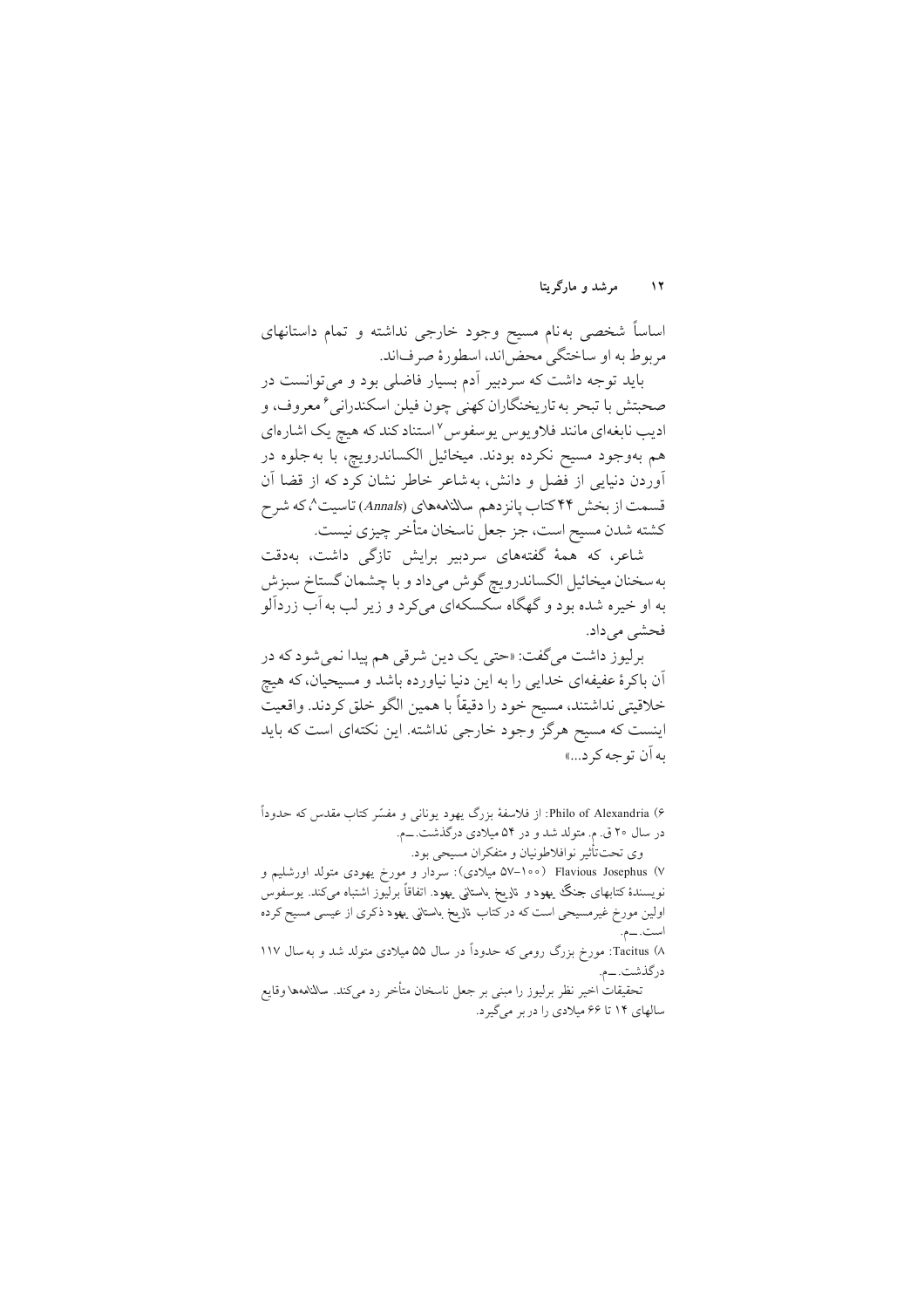اساساً شخصی به‌نام مسیح وجود خارجی نداشته و تمام داستانهای مربوط به او ساختگی محض‌اند، اسطورهٔ صرف‌اند.

باید توجه داشت که سردبیر آدم بسیار فاضلی بود و می‌توانست در صحبتش با تبحر به تاریخنگاران کهنی چون فیلن اسکندرانی[۶] معروف، و ادیب نابغه‌ای مانند فلاویوس یوسفوس[۷] استناد کند که هیچ یک اشاره‌ای هم به‌وجود مسیح نکرده بودند. میخائیل الکساندرویچ، با به‌جلوه در آوردن دنیایی از فضل و دانش، به‌شاعر خاطر نشان کرد که از قضا آن قسمت از بخش ۴۴ کتاب پانزدهم سالنامه‌های (*Annals*) تاسیت[۸]، که شرح کشته شدن مسیح است، جز جعل ناسخان متأخر چیزی نیست.

شاعر، که همهٔ گفته‌های سردبیر برایش تازگی داشت، به‌دقت به‌سخنان میخائیل الکساندرویچ گوش می‌داد و با چشمان گستاخ سبزش به او خیره شده بود و گهگاه سکسکه‌ای می‌کرد و زیر لب به آب زردآلو فحشی می‌داد.

برلیوز داشت می‌گفت: «حتی یک دین شرقی هم پیدا نمی‌شود که در آن باکرهٔ عفیفه‌ای خدایی را به این دنیا نیاورده باشد و مسیحیان، که هیچ خلاقیتی نداشتند، مسیح خود را دقیقاً با همین الگو خلق کردند. واقعیت اینست که مسیح هرگز وجود خارجی نداشته. این نکته‌ای است که باید به آن توجه کرد...»

---

۶) Philo of Alexandria: از فلاسفهٔ بزرگ یهود یونانی و مفسّر کتاب مقدس که حدوداً در سال ۲۰ ق. م. متولد شد و در ۵۴ میلادی درگذشت. ــم.

وی تحت‌تأثیر نوافلاطونیان و متفکران مسیحی بود.

۷) Flavious Josephus (۱۰۰–۵۷ میلادی): سردار و مورخ یهودی متولد اورشلیم و نویسندهٔ کتابهای *جنگ یهود* و *تاریخ باستانی یهود*. اتفاقاً برلیوز اشتباه می‌کند. یوسفوس اولین مورخ غیرمسیحی است که در کتاب *تاریخ باستانی یهود* ذکری از عیسی مسیح کرده است. ــم.

۸) Tacitus: مورخ بزرگ رومی که حدوداً در سال ۵۵ میلادی متولد شد و به سال ۱۱۷ درگذشت. ــم.

تحقیقات اخیر نظر برلیوز را مبنی بر جعل ناسخان متأخر رد می‌کند. *سالنامه‌ها* وقایع سالهای ۱۴ تا ۶۶ میلادی را در بر می‌گیرد.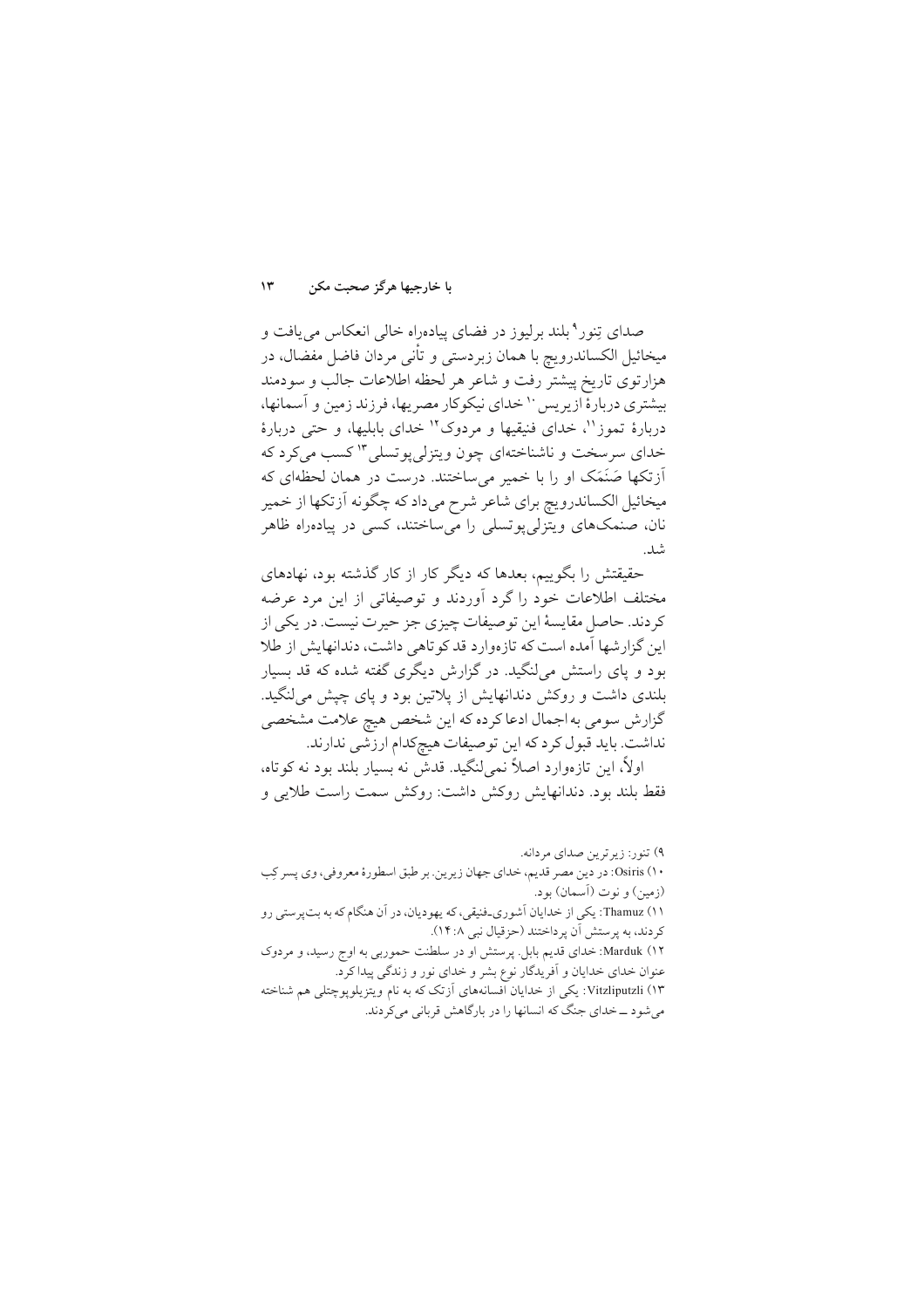صدای تِنور[۹] بلند برلیوز در فضای پیاده‌راه خالی انعکاس می‌یافت و میخائیل الکساندرویچ با همان زبردستی و تأنی مردان فاضل مفضال، در هزارتوی تاریخ پیشتر رفت و شاعر هر لحظه اطلاعات جالب و سودمند بیشتری دربارهٔ ازیریس[۱۰] خدای نیکوکار مصریها، فرزند زمین و آسمانها، دربارهٔ تموز[۱۱]، خدای فنیقیها و مردوک[۱۲] خدای بابلیها، و حتی دربارهٔ خدای سرسخت و ناشناخته‌ای چون ویتزلی‌پوتسلی[۱۳] کسب می‌کرد که آزتکها صَنَمَک او را با خمیر می‌ساختند. درست در همان لحظه‌ای که میخائیل الکساندرویچ برای شاعر شرح می‌داد که چگونه آزتکها از خمیر نان، صنمک‌های ویتزلی‌پوتسلی را می‌ساختند، کسی در پیاده‌راه ظاهر شد.

حقیقتش را بگوییم، بعدها که دیگر کار از کار گذشته بود، نهادهای مختلف اطلاعات خود را گرد آوردند و توصیفاتی از این مرد عرضه کردند. حاصل مقایسهٔ این توصیفات چیزی جز حیرت نیست. در یکی از این گزارشها آمده است که تازه‌وارد قدکوتاهی داشت، دندانهایش از طلا بود و پای راستش می‌لنگید. در گزارش دیگری گفته شده که قد بسیار بلندی داشت و روکش دندانهایش از پلاتین بود و پای چپش می‌لنگید. گزارش سومی به اجمال ادعا کرده که این شخص هیچ علامت مشخصی نداشت. باید قبول کرد که این توصیفات هیچ‌کدام ارزشی ندارند.

اولاً، این تازه‌وارد اصلاً نمی‌لنگید. قدش نه بسیار بلند بود نه کوتاه، فقط بلند بود. دندانهایش روکش داشت: روکش سمت راست طلایی و

---

۹) تنور: زیرترین صدای مردانه.

۱۰) Osiris: در دین مصر قدیم، خدای جهان زیرین. بر طبق اسطورهٔ معروفی، وی پسر کِب (زمین) و نوت (آسمان) بود.

۱۱) Thamuz: یکی از خدایان آشوری ـ فنیقی، که یهودیان، در آن هنگام که به بت‌پرستی رو کردند، به پرستش آن پرداختند (حزقیال نبی ۸:۱۴).

۱۲) Marduk: خدای قدیم بابل. پرستش او در سلطنت حمورابی به اوج رسید، و مردوک عنوان خدای خدایان و آفریدگار نوع بشر و خدای نور و زندگی پیدا کرد.

۱۳) Vitzliputzli: یکی از خدایان افسانه‌های آزتک که به نام ویتزیلوپوچتلی هم شناخته می‌شود ــ خدای جنگ که انسانها را در بارگاهش قربانی می‌کردند.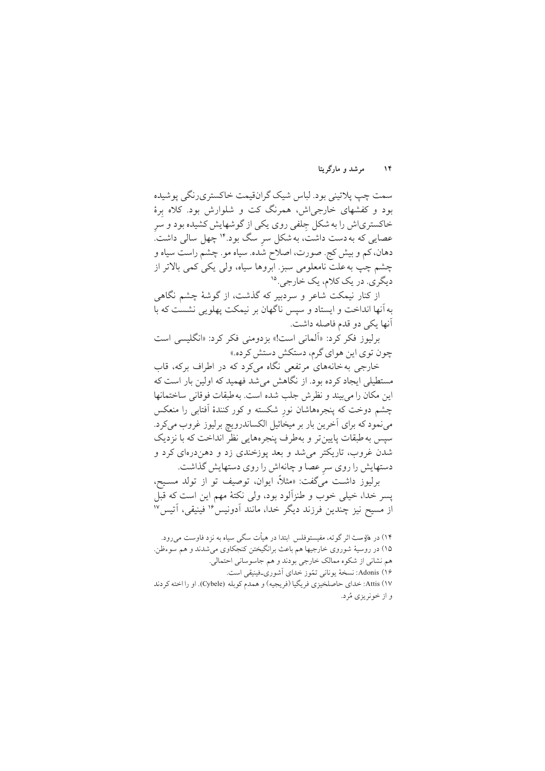سمت چپ پلاتینی بود. لباس شیک گران‌قیمت خاکستری‌رنگی پوشیده بود و کفشهای خارجی‌اش، همرنگ کت و شلوارش بود. کلاه برهٔ خاکستری‌اش را به شکل جِلفی روی یکی از گوشهایش کشیده بود و سرِ عصایی که به‌دست داشت، به شکل سرِ سگ بود.[14] چهل سالی داشت. دهان، کم و بیش کج. صورت، اصلاح شده. سیاه مو. چشم راست سیاه و چشم چپ به‌علت نامعلومی سبز. ابروها سیاه، ولی یکی کمی بالاتر از دیگری. در یک کلام، یک خارجی.[15]

از کنار نیمکت شاعر و سردبیر که گذشت، از گوشهٔ چشم نگاهی به آنها انداخت و ایستاد و سپس ناگهان بر نیمکت پهلویی نشست که با آنها یکی دو قدم فاصله داشت.

برلیوز فکر کرد: «آلمانی است!» بزدومنی فکر کرد: «انگلیسی است چون توی این هوای گرم، دستکش دستش کرده.»

خارجی به‌خانه‌های مرتفعی نگاه می‌کرد که در اطراف برکه، قاب مستطیلی ایجاد کرده بود. از نگاهش می‌شد فهمید که اولین بار است که این مکان را می‌بیند و نظرش جلب شده است. به‌طبقات فوقانی ساختمانها چشم دوخت که پنجره‌هاشان نورِ شکسته و کورکنندهٔ آفتابی را منعکس می‌نمود که برای آخرین بار بر میخائیل الکساندرویچ برلیوز غروب می‌کرد. سپس به‌طبقات پایین‌تر و به‌طرف پنجره‌هایی نظر انداخت که با نزدیک شدن غروب، تاریکتر می‌شد و بعد پوزخندی زد و دهن‌دره‌ای کرد و دستهایش را روی سرِ عصا و چانه‌اش را روی دستهایش گذاشت.

برلیوز داشت می‌گفت: «مثلاً، ایوان، توصیف تو از تولد مسیح، پسر خدا، خیلی خوب و طنزآلود بود، ولی نکتهٔ مهم این است که قبل از مسیح نیز چندین فرزند دیگر خدا، مانند آدونیس[16] فینیقی، آتیس[17]

---

۱۴) در فاوست اثر گوته، مفیستوفلس ابتدا در هیأت سگی سیاه به نزد فاوست می‌رود.

۱۵) در روسیهٔ شوروی خارجیها هم باعث برانگیختن کنجکاوی می‌شدند و هم سوءظن. هم نشانی از شکوه ممالک خارجی بودند و هم جاسوسانی احتمالی.

۱۶) Adonis: نسخهٔ یونانی تمّوز خدای آشوری-فینیقی است.

۱۷) Attis: خدای حاصلخیزی فریگیا (فریجیه) و همدم کوبله (Cybele). او را اخته کردند و از خونریزی مُرد.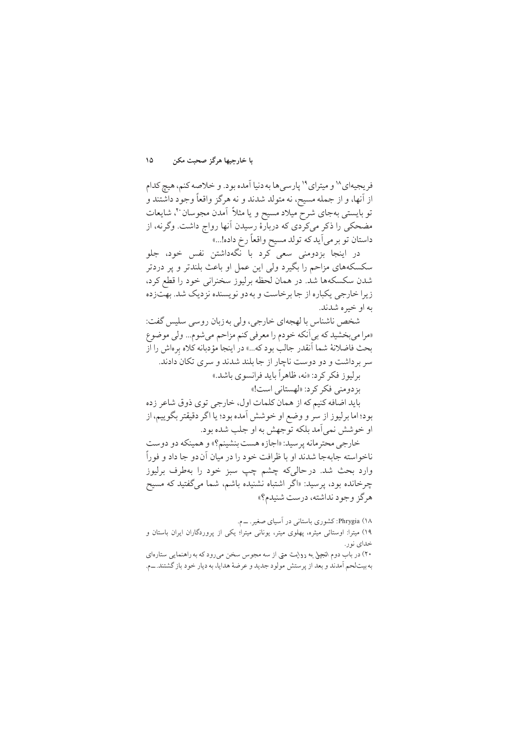فریجیه‌ای[18] و میترای[19] پارسی‌ها به دنیا آمده بود. و خلاصه کنم، هیچ کدام از آنها، و از جمله مسیح، نه متولد شدند و نه هرگز واقعاً وجود داشتند و تو بایستی به‌جای شرح میلاد مسیح و یا مثلاً آمدن مجوسان[20]، شایعات مضحکی را ذکر می‌کردی که دربارهٔ رسیدن آنها رواج داشت. وگرنه، از داستان تو بر می‌آید که تولد مسیح واقعاً رخ داده!...»

در اینجا بزدومنی سعی کرد با نگه‌داشتن نفس خود، جلو سکسکه‌های مزاحم را بگیرد ولی این عمل او باعث بلندتر و پر دردتر شدن سکسکه‌ها شد. در همان لحظه برلیوز سخنرانی خود را قطع کرد، زیرا خارجی یکباره از جا برخاست و به‌دو نویسنده نزدیک شد. بهت‌زده به او خیره شدند.

شخص ناشناس با لهجه‌ای خارجی، ولی به زبان روسی سلیس گفت: «مرا می‌بخشید که بی‌آنکه خودم را معرفی کنم مزاحم می‌شوم... ولی موضوع بحث فاضلانهٔ شما آنقدر جالب بود که...» در اینجا مؤدبانه کلاه برهاش را از سر برداشت و دو دوست ناچار از جا بلند شدند و سری تکان دادند.

برلیوز فکر کرد: «نه، ظاهراً باید فرانسوی باشد.»

بزدومنی فکر کرد: «لهستانی است!»

باید اضافه کنیم که از همان کلمات اول، خارجی توی ذوق شاعر زده بود؛ اما برلیوز از سر و وضع او خوشش آمده بود؛ یا اگر دقیقتر بگوییم، از او خوشش نمی‌آمد بلکه توجهش به او جلب شده بود.

خارجی محترمانه پرسید: «اجازه هست بنشینم؟» و همینکه دو دوست ناخواسته جابه‌جا شدند او با ظرافت خود را در میان آن‌دو جا داد و فوراً وارد بحث شد. درحالی‌که چشم چپ سبز خود را به‌طرف برلیوز چرخانده بود، پرسید: «اگر اشتباه نشنیده باشم، شما می‌گفتید که مسیح هرگز وجود نداشته، درست شنیدم؟»

---

۱۸) Phrygia: کشوری باستانی در آسیای صغیر. ــم.

۱۹) میترا: اوستائی میثره، پهلوی میتر، یونانی میترا؛ یکی از پروردگاران ایران باستان و خدای نور.

۲۰) در باب دوم انجیل به روایت متی از سه مجوس سخن می‌رود که به راهنمایی ستاره‌ای به بیت‌لحم آمدند و بعد از پرستش مولود جدید و عرضهٔ هدایا، به دیار خود باز گشتند. ــم.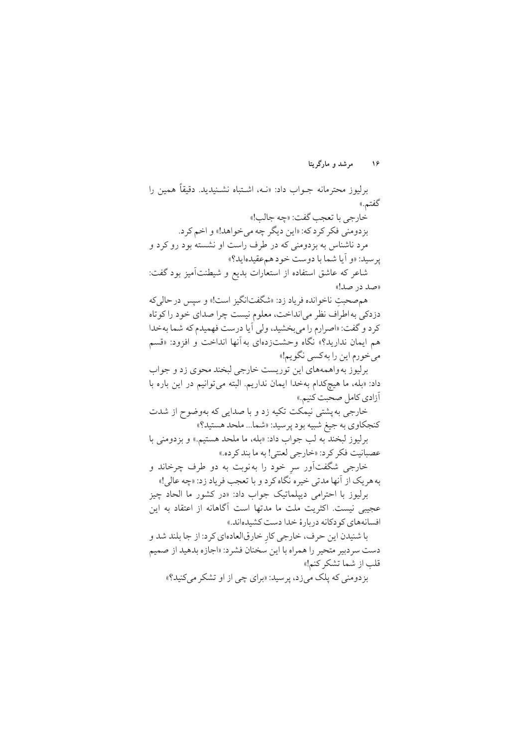برلیوز محترمانه جـواب داد: «نـه، اشـتباه نشـنیدید. دقیقاً همین را گفتم.»

خارجی با تعجب گفت: «چه جالب!»

بزدومنی فکر کرد که: «این دیگر چه می‌خواهد!» و اخم کرد.

مرد ناشناس به بزدومنی که در طرف راست او نشسته بود رو کرد و پرسید: «و آیا شما با دوست خود هم‌عقیده‌اید؟»

شاعر که عاشق استفاده از استعارات بدیع و شیطنت‌آمیز بود گفت: «صد در صد!»

هم‌صحبتِ ناخوانده فریاد زد: «شگفت‌انگیز است!» و سپس در حالی‌که دزدکی به اطراف نظر می‌انداخت، معلوم نیست چرا صدای خود را کوتاه کرد و گفت: «اصرارم را می‌بخشید، ولی آیا درست فهمیدم که شما به‌خدا هم ایمان ندارید؟» نگاه وحشت‌زده‌ای به آنها انداخت و افزود: «قسم می‌خورم این را به‌کسی نگویم!»

برلیوز به‌واهمه‌های این توریست خارجی لبخند محوی زد و جواب داد: «بله، ما هیچ‌کدام به‌خدا ایمان نداریم. البته می‌توانیم در این باره با آزادی کامل صحبت کنیم.»

خارجی به‌پشتی نیمکت تکیه زد و با صدایی که به‌وضوح از شدت کنجکاوی به جیغ شبیه بود پرسید: «شما... ملحد هستید؟»

برلیوز لبخند به لب جواب داد: «بله، ما ملحد هستیم.» و بزدومنی با عصبانیت فکر کرد: «خارجی لعنتی! به ما بند کرده.»

خارجی شگفت‌آور سرِ خود را به‌نوبت به دو طرف چرخاند و به‌هریک از آنها مدتی خیره نگاه کرد و با تعجب فریاد زد: «چه عالی!»

برلیوز با احترامی دیپلماتیک جواب داد: «در کشور ما الحاد چیز عجیبی نیست. اکثریت ملت ما مدتها است آگاهانه از اعتقاد به این افسانه‌های کودکانه دربارهٔ خدا دست کشیده‌اند.»

با شنیدن این حرف، خارجی کارِ خارق‌العاده‌ای کرد: از جا بلند شد و دست سردبیر متحیر را همراه با این سخنان فشرد: «اجازه بدهید از صمیم قلب از شما تشکر کنم!»

بزدومنی که پلک می‌زد، پرسید: «برای چی از او تشکر می‌کنید؟»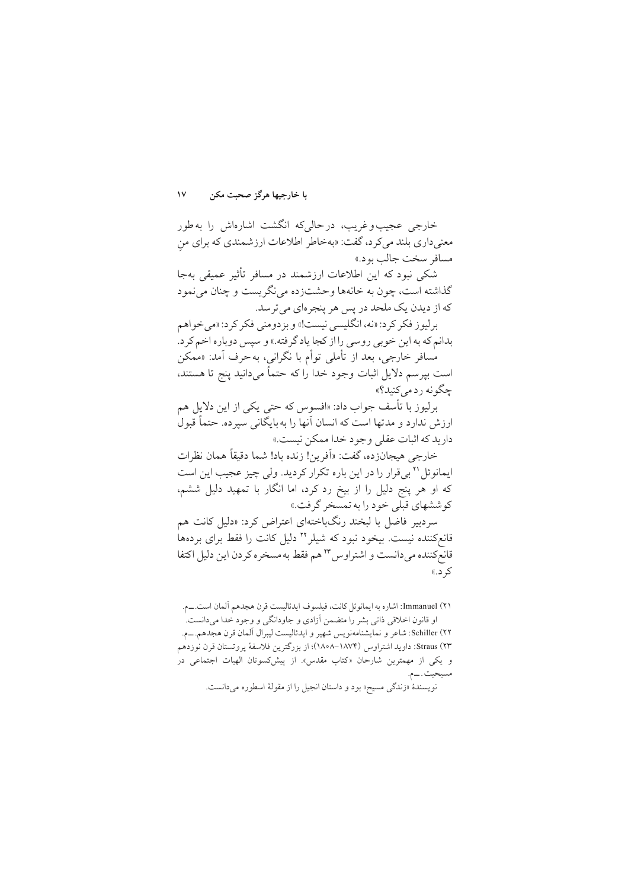خارجی عجیب و غریب، درحالی‌که انگشت اشاره‌اش را به‌طور معنی‌داری بلند می‌کرد، گفت: «به‌خاطر اطلاعات ارزشمندی که برای منِ مسافر سخت جالب بود.»

شکی نبود که این اطلاعات ارزشمند در مسافر تأثیر عمیقی به‌جا گذاشته است، چون به خانه‌ها وحشت‌زده می‌نگریست و چنان می‌نمود که از دیدن یک ملحد در پس هر پنجره‌ای می‌ترسد.

برلیوز فکر کرد: «نه، انگلیسی نیست!» و بزدومنی فکر کرد: «می‌خواهم بدانم که به این خوبی روسی را از کجا یادگرفته.» و سپس دوباره اخم کرد.

مسافر خارجی، بعد از تأملی توأم با نگرانی، به‌حرف آمد: «ممکن است بپرسم دلایل اثبات وجود خدا را که حتماً می‌دانید پنج تا هستند، چگونه رد می‌کنید؟»

برلیوز با تأسف جواب داد: «افسوس که حتی یکی از این دلایل هم ارزش ندارد و مدتها است که انسان آنها را به‌بایگانی سپرده. حتماً قبول دارید که اثبات عقلی وجود خدا ممکن نیست.»

خارجی هیجان‌زده، گفت: «آفرین! زنده باد! شما دقیقاً همان نظرات ایمانوئل[21] بی‌قرار را در این باره تکرار کردید. ولی چیز عجیب این است که او هر پنج دلیل را از بیخ رد کرد، اما انگار با تمهید دلیل ششم، کوششهای قبلی خود را به‌تمسخر گرفت.»

سردبیر فاضل با لبخند رنگ‌باخته‌ای اعتراض کرد: «دلیل کانت هم قانع‌کننده نیست. بیخود نبود که شیلر[22] دلیل کانت را فقط برای برده‌ها قانع‌کننده می‌دانست و اشتراوس[23] هم فقط به‌مسخره کردن این دلیل اکتفا کرد.»

---

۲۱) Immanuel: اشاره به ایمانوئل کانت، فیلسوف ایدئالیست قرن هجدهم آلمان است. ــم.
او قانون اخلاقی ذاتی بشر را متضمن آزادی و جاودانگی و وجود خدا می‌دانست.

۲۲) Schiller: شاعر و نمایشنامه‌نویس شهیر و ایدئالیست لیبرال آلمان قرن هجدهم. ــم.

۲۳) Straus: داوید اشتراوس (۱۸۰۸–۱۸۷۴)؛ از بزرگترین فلاسفهٔ پروتستان قرن نوزدهم و یکی از مهمترین شارحان «کتاب مقدس». از پیش‌کسوتان الهیات اجتماعی در مسیحیت. ــم.
نویسندهٔ «زندگی مسیح» بود و داستان انجیل را از مقولهٔ اسطوره می‌دانست.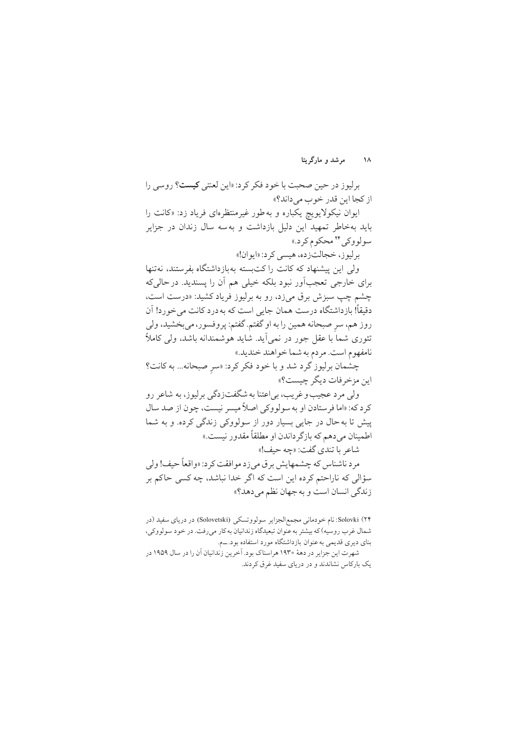برلیوز در حین صحبت با خود فکر کرد: «این لعنتی **کیست**؟ روسی را از کجا این قدر خوب می‌داند؟»

ایوان نیکولایویچ یکباره و به‌طور غیرمنتظره‌ای فریاد زد: «کانت را باید به‌خاطر تمهید این دلیل بازداشت و به‌سه سال زندان در جزایر سولووکی [۲۴] محکوم کرد.»

برلیوز، خجالت‌زده، هیسی کرد: «ایوان!»

ولی این پیشنهاد که کانت را کت‌بسته به‌بازداشتگاه بفرستند، نه‌تنها برای خارجی تعجب‌آور نبود بلکه خیلی هم آن را پسندید. درحالی‌که چشم چپ سبزش برق می‌زد، رو به برلیوز فریاد کشید: «درست است، دقیقاً! بازداشتگاه درست همان جایی است که به‌درد کانت می‌خورد! آن روز هم، سرِ صبحانه همین را به او گفتم. گفتم: پروفسور، می‌بخشید، ولی تئوری شما با عقل جور در نمی‌آید. شاید هوشمندانه باشد، ولی کاملاً نامفهوم است. مردم به شما خواهند خندید.»

چشمان برلیوز گرد شد و با خود فکر کرد: «سرِ صبحانه... به کانت؟ این مزخرفات دیگر چیست؟»

ولی مرد عجیب و غریب، بی‌اعتنا به شگفت‌زدگی برلیوز، به شاعر رو کرد که: «اما فرستادن او به سولووکی اصلاً میسر نیست، چون از صد سال پیش تا به‌حال در جایی بسیار دور از سولووکی زندگی کرده. و به شما اطمینان می‌دهم که بازگرداندن او مطلقاً مقدور نیست.»

شاعر با تندی گفت: «چه حیف!»

مرد ناشناس که چشمهایش برق می‌زد موافقت کرد: «واقعاً حیف! ولی سؤالی که ناراحتم کرده این است که اگر خدا نباشد، چه کسی حاکم بر زندگی انسان است و به جهان نظم می‌دهد؟»

---

(۲۴) Solovki: نام خودمانی مجمع‌الجزایر سولووتسکی (Solovetski) در دریای سفید (در شمال غرب روسیه) که بیشتر به‌عنوان تبعیدگاه زندانیان به‌کار می‌رفت. در خود سولووکی، بنای دیری قدیمی به‌عنوان بازداشتگاه مورد استفاده بود.ــم.

شهرت این جزایر در دههٔ ۱۹۳۰ هراسناک بود. آخرین زندانیان آن را در سال ۱۹۵۹ در یک بارکاس نشاندند و در دریای سفید غرق کردند.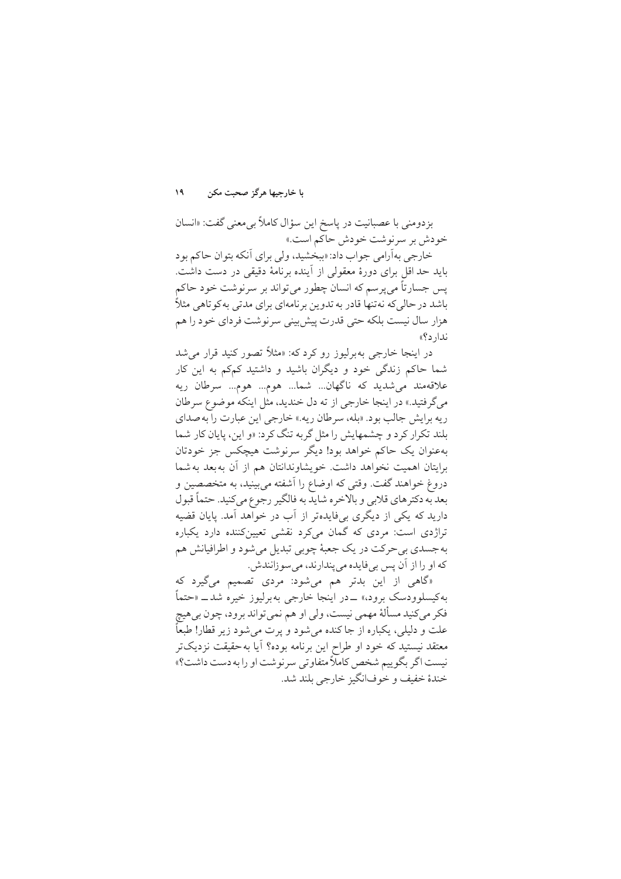بزدومنی با عصبانیت در پاسخ این سؤال کاملاً بی‌معنی گفت: «انسان خودش بر سرنوشت خودش حاکم است.»

خارجی به‌آرامی جواب داد: «ببخشید، ولی برای آنکه بتوان حاکم بود باید حد اقل برای دورهٔ معقولی از آینده برنامهٔ دقیقی در دست داشت. پس جسارتاً می‌پرسم که انسان چطور می‌تواند بر سرنوشت خود حاکم باشد در حالی‌که نه‌تنها قادر به تدوین برنامه‌ای برای مدتی به‌کوتاهی مثلاً هزار سال نیست بلکه حتی قدرت پیش‌بینی سرنوشت فردای خود را هم ندارد؟»

در اینجا خارجی به‌برلیوز رو کرد که: «مثلاً تصور کنید قرار می‌شد شما حاکم زندگی خود و دیگران باشید و داشتید کم‌کم به این کار علاقه‌مند می‌شدید که ناگهان... شما... هوم... هوم... سرطان ریه می‌گرفتید.» در اینجا خارجی از ته دل خندید، مثل اینکه موضوع سرطان ریه برایش جالب بود. «بله، سرطان ریه.» خارجی این عبارت را به‌صدای بلند تکرار کرد و چشمهایش را مثل گربه تنگ کرد: «و این، پایان کار شما به‌عنوان یک حاکم خواهد بود! دیگر سرنوشت هیچکس جز خودتان برایتان اهمیت نخواهد داشت. خویشاوندانتان هم از آن به‌بعد به‌شما دروغ خواهند گفت. وقتی که اوضاع را آشفته می‌بینید، به متخصصین و بعد به دکترهای قلابی و بالاخره شاید به فالگیر رجوع می‌کنید. حتماً قبول دارید که یکی از دیگری بی‌فایده‌تر از آب در خواهد آمد. پایان قضیه تراژدی است: مردی که گمان می‌کرد نقشی تعیین‌کننده دارد یکباره به‌جسدی بی‌حرکت در یک جعبهٔ چوبی تبدیل می‌شود و اطرافیانش هم که او را از آن پس بی‌فایده می‌پندارند، می‌سوزانندش.

«گاهی از این بدتر هم می‌شود: مردی تصمیم می‌گیرد که به‌کیسلوودسک برود،» ــ در اینجا خارجی به‌برلیوز خیره شد ــ «حتماً فکر می‌کنید مسألهٔ مهمی نیست، ولی او هم نمی‌تواند برود، چون بی‌هیچ علت و دلیلی، یکباره از جا کنده می‌شود و پرت می‌شود زیر قطار! طبعاً معتقد نیستید که خود او طراح این برنامه بوده؟ آیا به‌حقیقت نزدیک‌تر نیست اگر بگوییم شخص کاملاً متفاوتی سرنوشت او را به‌دست داشت؟» خندهٔ خفیف و خوف‌انگیز خارجی بلند شد.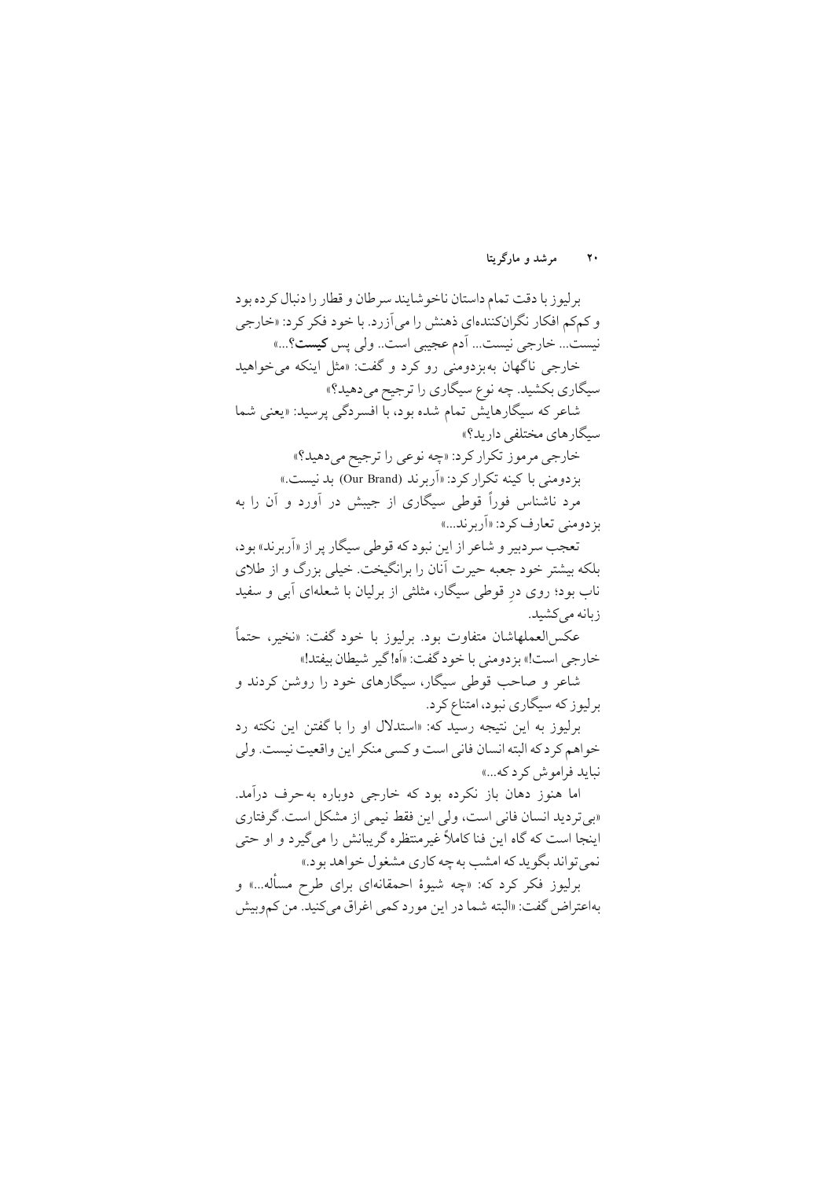برلیوز با دقت تمام داستان ناخوشایند سرطان و قطار را دنبال کرده بود و کم‌کم افکار نگران‌کننده‌ای ذهنش را می‌آزرد. با خود فکر کرد: «خارجی نیست... خارجی نیست... آدم عجیبی است.. ولی پس **کیست**؟...»

خارجی ناگهان به‌بزدومنی رو کرد و گفت: «مثل اینکه می‌خواهید سیگاری بکشید. چه نوع سیگاری را ترجیح می‌دهید؟»

شاعر که سیگارهایش تمام شده بود، با افسردگی پرسید: «یعنی شما سیگارهای مختلفی دارید؟»

خارجی مرموز تکرار کرد: «چه نوعی را ترجیح می‌دهید؟»

بزدومنی با کینه تکرار کرد: «آربرند (Our Brand) بد نیست.»

مرد ناشناس فوراً قوطی سیگاری از جیبش در آورد و آن را به بزدومنی تعارف کرد: «آربرند...»

تعجب سردبیر و شاعر از این نبود که قوطی سیگار پر از «آربرند» بود، بلکه بیشتر خود جعبه حیرت آنان را برانگیخت. خیلی بزرگ و از طلای ناب بود؛ روی درِ قوطی سیگار، مثلثی از برلیان با شعله‌ای آبی و سفید زبانه می‌کشید.

عکس‌العملهاشان متفاوت بود. برلیوز با خود گفت: «نخیر، حتماً خارجی است!» بزدومنی با خود گفت: «آه! گیر شیطان بیفتد!»

شاعر و صاحب قوطی سیگار، سیگارهای خود را روشن کردند و برلیوز که سیگاری نبود، امتناع کرد.

برلیوز به این نتیجه رسید که: «استدلال او را با گفتن این نکته رد خواهم کرد که البته انسان فانی است و کسی منکر این واقعیت نیست. ولی نباید فراموش کرد که...»

اما هنوز دهان باز نکرده بود که خارجی دوباره به‌حرف درآمد. «بی‌تردید انسان فانی است، ولی این فقط نیمی از مشکل است. گرفتاری اینجا است که گاه این فنا کاملاً غیرمنتظره گریبانش را می‌گیرد و او حتی نمی‌تواند بگوید که امشب به‌چه کاری مشغول خواهد بود.»

برلیوز فکر کرد که: «چه شیوهٔ احمقانه‌ای برای طرح مسأله...» و به‌اعتراض گفت: «البته شما در این مورد کمی اغراق می‌کنید. من کم‌وبیش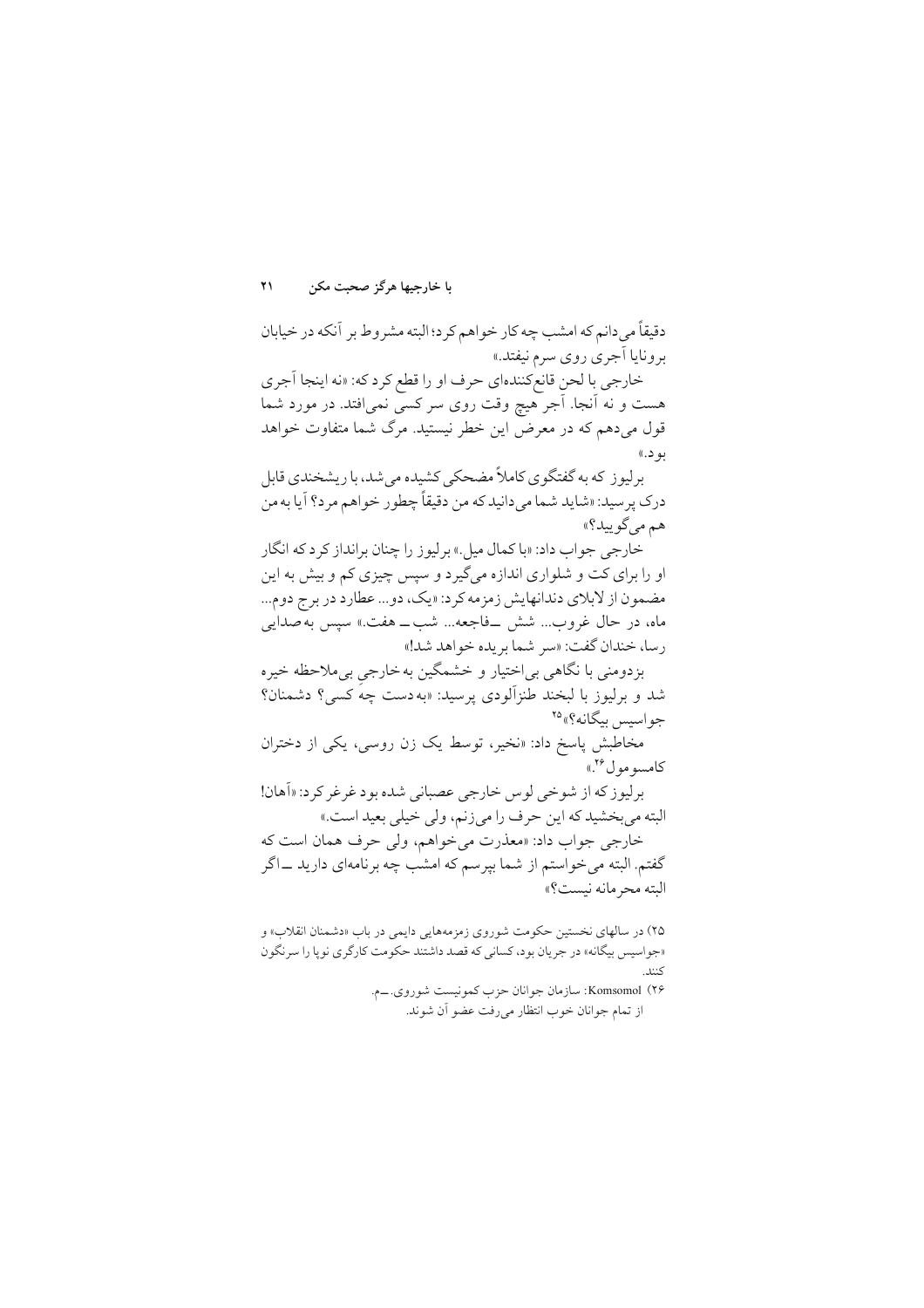دقیقاً می‌دانم که امشب چه کار خواهم کرد؛ البته مشروط بر آنکه در خیابان برونایا آجری روی سرم نیفتد.»

خارجی با لحن قانع‌کننده‌ای حرف او را قطع کرد که: «نه اینجا آجری هست و نه آنجا. آجر هیچ وقت روی سر کسی نمی‌افتد. در مورد شما قول می‌دهم که در معرض این خطر نیستید. مرگ شما متفاوت خواهد بود.»

برلیوز که به گفتگوی کاملاً مضحکی کشیده می‌شد، با ریشخندی قابل درک پرسید: «شاید شما می‌دانید که من دقیقاً چطور خواهم مرد؟ آیا به من هم می‌گویید؟»

خارجی جواب داد: «با کمال میل.» برلیوز را چنان برانداز کرد که انگار او را برای کت و شلواری اندازه می‌گیرد و سپس چیزی کم و بیش به این مضمون از لابلای دندانهایش زمزمه کرد: «یک، دو... عطارد در برج دوم... ماه، در حال غروب... شش ــ فاجعه... شب ــ هفت.» سپس به صدایی رسا، خندان گفت: «سر شما بریده خواهد شد!»

بزدومنی با نگاهی بی‌اختیار و خشمگین به خارجی بی‌ملاحظه خیره شد و برلیوز با لبخند طنزآلودی پرسید: «به دست چه کسی؟ دشمنان؟ جواسیس بیگانه؟»[25]

مخاطبش پاسخ داد: «نخیر، توسط یک زن روسی، یکی از دختران کامسومول[26].»

برلیوز که از شوخی لوس خارجی عصبانی شده بود غرغر کرد: «آهان! البته می‌بخشید که این حرف را می‌زنم، ولی خیلی بعید است.»

خارجی جواب داد: «معذرت می‌خواهم، ولی حرف همان است که گفتم. البته می‌خواستم از شما بپرسم که امشب چه برنامه‌ای دارید ــ اگر البته محرمانه نیست؟»

---

۲۵) در سالهای نخستین حکومت شوروی زمزمه‌هایی دایمی در باب «دشمنان انقلاب» و «جواسیس بیگانه» در جریان بود، کسانی که قصد داشتند حکومت کارگری نوپا را سرنگون کنند.

۲۶) Komsomol: سازمان جوانان حزب کمونیست شوروی.ــم.
از تمام جوانان خوب انتظار می‌رفت عضو آن شوند.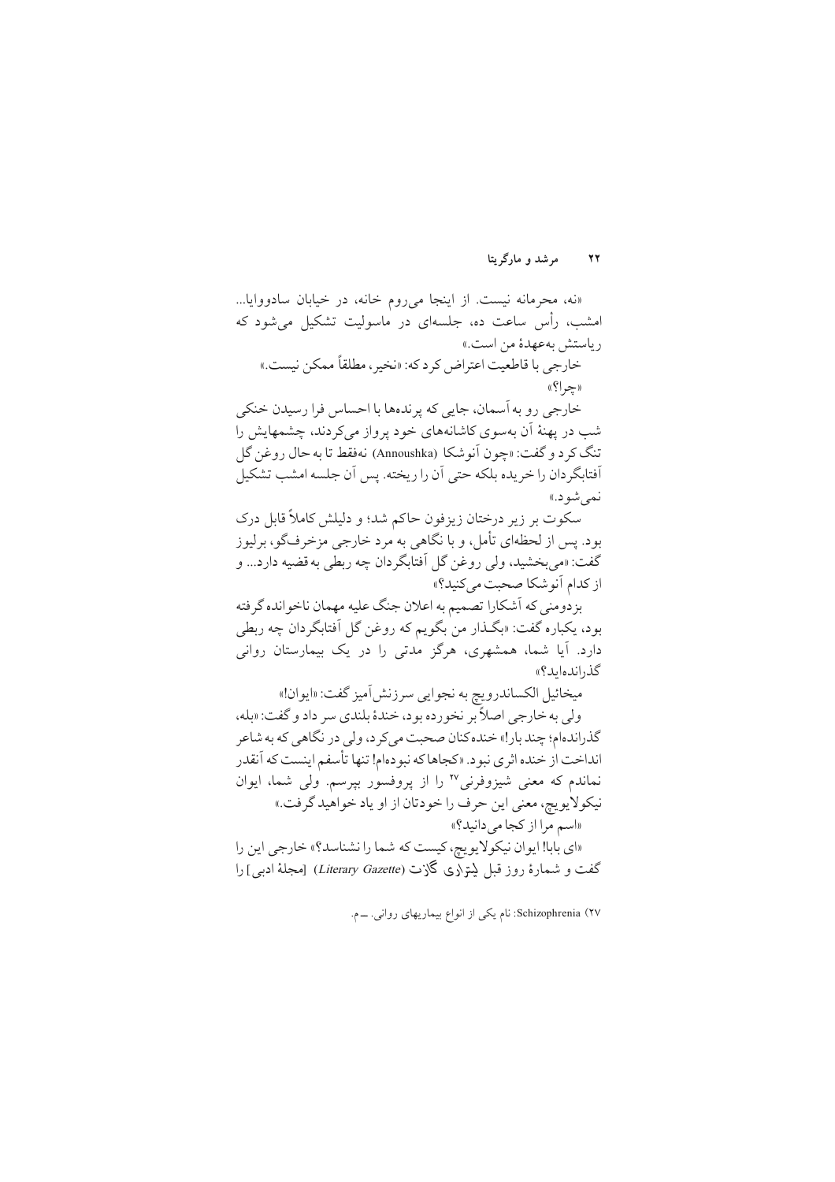«نه، محرمانه نیست. از اینجا می‌روم خانه، در خیابان سادووایا... امشب، رأس ساعت ده، جلسه‌ای در ماسولیت تشکیل می‌شود که ریاستش به‌عهدهٔ من است.»

خارجی با قاطعیت اعتراض کرد که: «نخیر، مطلقاً ممکن نیست.»

«چرا؟»

خارجی رو به آسمان، جایی که پرنده‌ها با احساس فرا رسیدن خنکی شب در پهنهٔ آن به‌سوی کاشانه‌های خود پرواز می‌کردند، چشمهایش را تنگ کرد و گفت: «چون آنوشکا (Annoushka) نه‌فقط تا به حال روغن گل آفتابگردان را خریده بلکه حتی آن را ریخته. پس آن جلسه امشب تشکیل نمی‌شود.»

سکوت بر زیر درختان زیزفون حاکم شد؛ و دلیلش کاملاً قابل درک بود. پس از لحظه‌ای تأمل، و با نگاهی به مرد خارجی مزخرف‌گو، برلیوز گفت: «می‌بخشید، ولی روغن گل آفتابگردان چه ربطی به قضیه دارد... و از کدام آنوشکا صحبت می‌کنید؟»

بزدومنی که آشکارا تصمیم به اعلان جنگ علیه مهمان ناخوانده گرفته بود، یکباره گفت: «بگذار من بگویم که روغن گل آفتابگردان چه ربطی دارد. آیا شما، همشهری، هرگز مدتی را در یک بیمارستان روانی گذرانده‌اید؟»

میخائیل الکساندرویچ به نجوایی سرزنش‌آمیز گفت: «ایوان!»

ولی به خارجی اصلاً بر نخورده بود، خندهٔ بلندی سر داد و گفت: «بله، گذرانده‌ام؛ چند بار!» خنده‌کنان صحبت می‌کرد، ولی در نگاهی که به شاعر انداخت از خنده اثری نبود. «کجاها که نبوده‌ام! تنها تأسفم اینست که آنقدر نماندم که معنی شیزوفرنی[27] را از پروفسور بپرسم. ولی شما، ایوان نیکولایویچ، معنی این حرف را خودتان از او یاد خواهید گرفت.»

«اسم مرا از کجا می‌دانید؟»

«ای بابا! ایوان نیکولایویچ، کیست که شما را نشناسد؟» خارجی این را گفت و شمارهٔ روز قبل لیترازی گازت (*Literary Gazette*) [مجلهٔ ادبی] را

---

۲۷) Schizophrenia: نام یکی از انواع بیماریهای روانی. ــ م.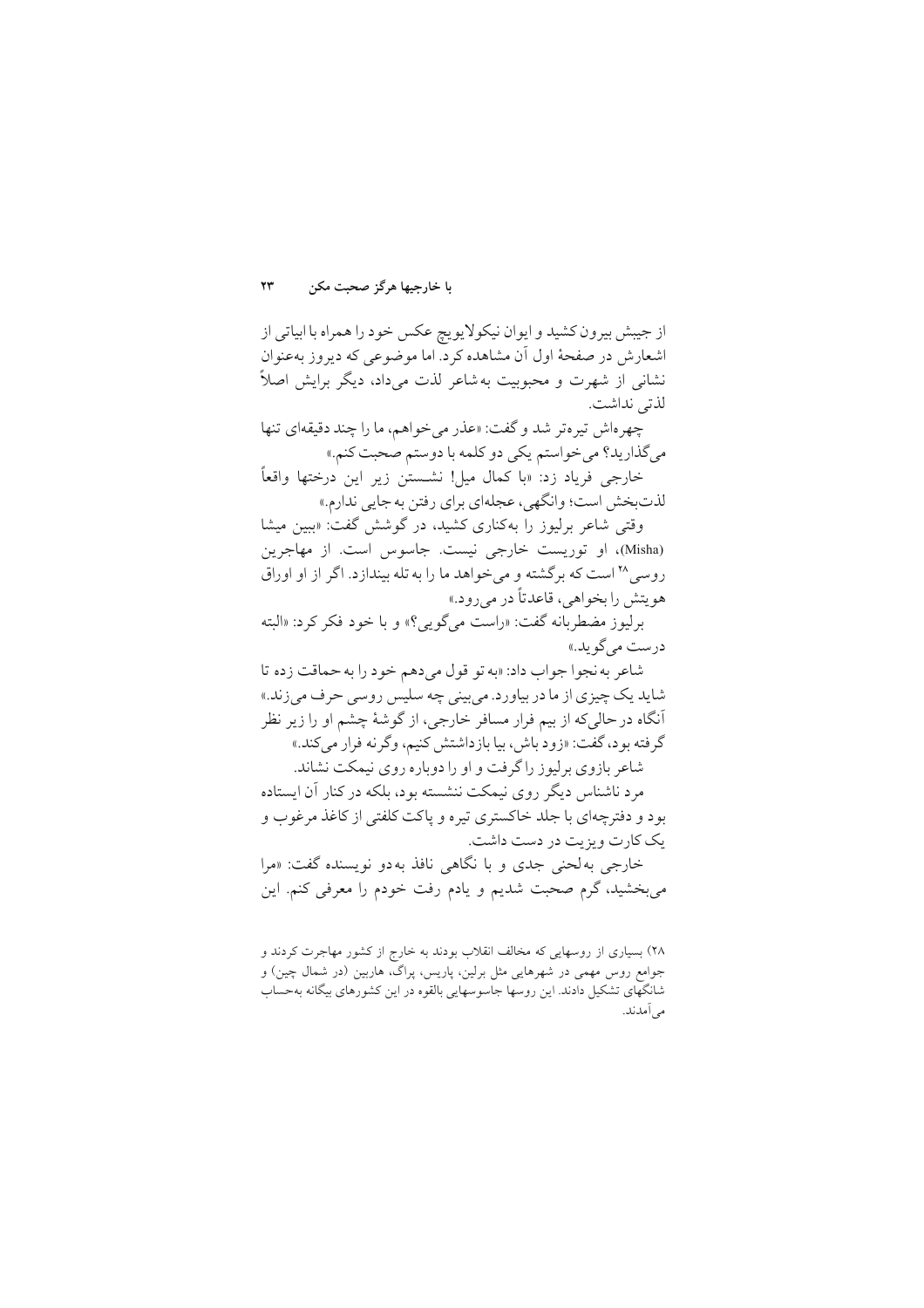از جیبش بیرون کشید و ایوان نیکولایویچ عکس خود را همراه با ابیاتی از اشعارش در صفحهٔ اول آن مشاهده کرد. اما موضوعی که دیروز به‌عنوان نشانی از شهرت و محبوبیت به شاعر لذت می‌داد، دیگر برایش اصلاً لذتی نداشت.

چهره‌اش تیره‌تر شد و گفت: «عذر می‌خواهم، ما را چند دقیقه‌ای تنها می‌گذارید؟ می‌خواستم یکی دو کلمه با دوستم صحبت کنم.»

خارجی فریاد زد: «با کمال میل! نشستن زیر این درختها واقعاً لذت‌بخش است؛ وانگهی، عجله‌ای برای رفتن به جایی ندارم.»

وقتی شاعر برلیوز را به‌کناری کشید، در گوشش گفت: «ببین میشا (Misha)، او توریست خارجی نیست. جاسوس است. از مهاجرین روسی[۲۸] است که برگشته و می‌خواهد ما را به تله بیندازد. اگر از او اوراق هویتش را بخواهی، قاعدتاً در می‌رود.»

برلیوز مضطربانه گفت: «راست می‌گویی؟» و با خود فکر کرد: «البته درست می‌گوید.»

شاعر به نجوا جواب داد: «به تو قول می‌دهم خود را به حماقت زده تا شاید یک چیزی از ما در بیاورد. می‌بینی چه سلیس روسی حرف می‌زند.» آنگاه در حالی‌که از بیم فرار مسافر خارجی، از گوشهٔ چشم او را زیر نظر گرفته بود، گفت: «زود باش، بیا بازداشتش کنیم، وگرنه فرار می‌کند.»

شاعر بازوی برلیوز را گرفت و او را دوباره روی نیمکت نشاند.

مرد ناشناس دیگر روی نیمکت ننشسته بود، بلکه در کنار آن ایستاده بود و دفترچه‌ای با جلد خاکستری تیره و پاکت کلفتی از کاغذ مرغوب و یک کارت ویزیت در دست داشت.

خارجی به لحنی جدی و با نگاهی نافذ به دو نویسنده گفت: «مرا می‌بخشید، گرم صحبت شدیم و یادم رفت خودم را معرفی کنم. این

---

۲۸) بسیاری از روسهایی که مخالف انقلاب بودند به خارج از کشور مهاجرت کردند و جوامع روس مهمی در شهرهایی مثل برلین، پاریس، پراگ، هاربین (در شمال چین) و شانگهای تشکیل دادند. این روسها جاسوسهایی بالقوه در این کشورهای بیگانه به‌حساب می‌آمدند.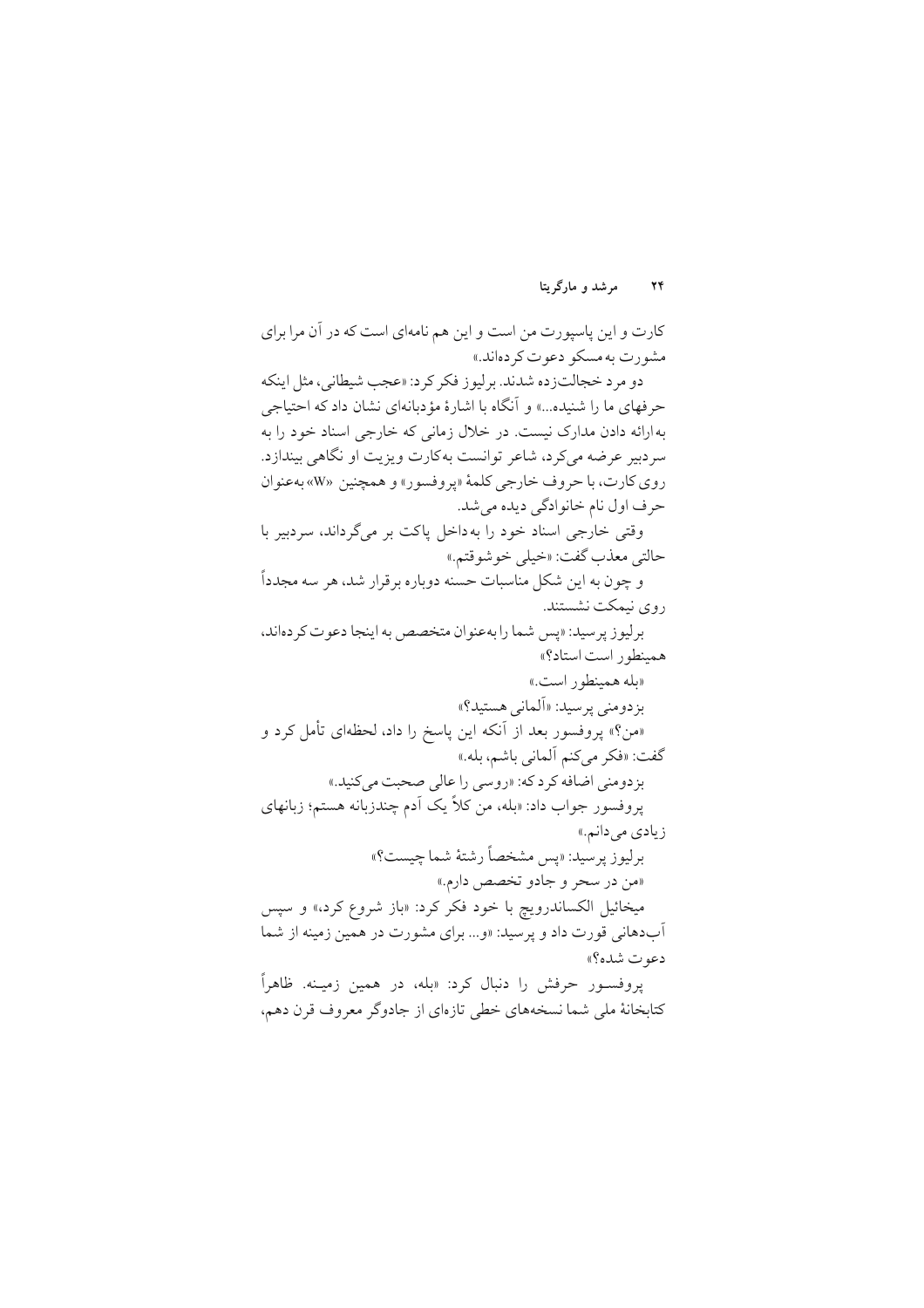کارت و این پاسپورت من است و این هم نامه‌ای است که در آن مرا برای مشورت به مسکو دعوت کرده‌اند.»

دو مرد خجالت‌زده شدند. برلیوز فکر کرد: «عجب شیطانی، مثل اینکه حرفهای ما را شنیده...» و آنگاه با اشارهٔ مؤدبانه‌ای نشان داد که احتیاجی به ارائه دادن مدارک نیست. در خلال زمانی که خارجی اسناد خود را به سردبیر عرضه می‌کرد، شاعر توانست به‌کارت ویزیت او نگاهی بیندازد. روی کارت، با حروف خارجی کلمهٔ «پروفسور» و همچنین «W» به‌عنوان حرف اول نام خانوادگی دیده می‌شد.

وقتی خارجی اسناد خود را به‌داخل پاکت بر می‌گرداند، سردبیر با حالتی معذب گفت: «خیلی خوشوقتم.»

و چون به این شکل مناسبات حسنه دوباره برقرار شد، هر سه مجدداً روی نیمکت نشستند.

برلیوز پرسید: «پس شما را به‌عنوان متخصص به اینجا دعوت کرده‌اند، همینطور است استاد؟»

«بله همینطور است.»

بزدومنی پرسید: «آلمانی هستید؟»

«من؟» پروفسور بعد از آنکه این پاسخ را داد، لحظه‌ای تأمل کرد و گفت: «فکر می‌کنم آلمانی باشم، بله.»

بزدومنی اضافه کرد که: «روسی را عالی صحبت می‌کنید.»

پروفسور جواب داد: «بله، من کلاً یک آدم چندزبانه هستم؛ زبانهای زیادی می‌دانم.»

برلیوز پرسید: «پس مشخصاً رشتهٔ شما چیست؟»

«من در سحر و جادو تخصص دارم.»

میخائیل الکساندرویچ با خود فکر کرد: «باز شروع کرد،» و سپس آب‌دهانی قورت داد و پرسید: «و... برای مشورت در همین زمینه از شما دعوت شده؟»

پروفسور حرفش را دنبال کرد: «بله، در همین زمینه. ظاهراً کتابخانهٔ ملی شما نسخه‌های خطی تازه‌ای از جادوگر معروف قرن دهم،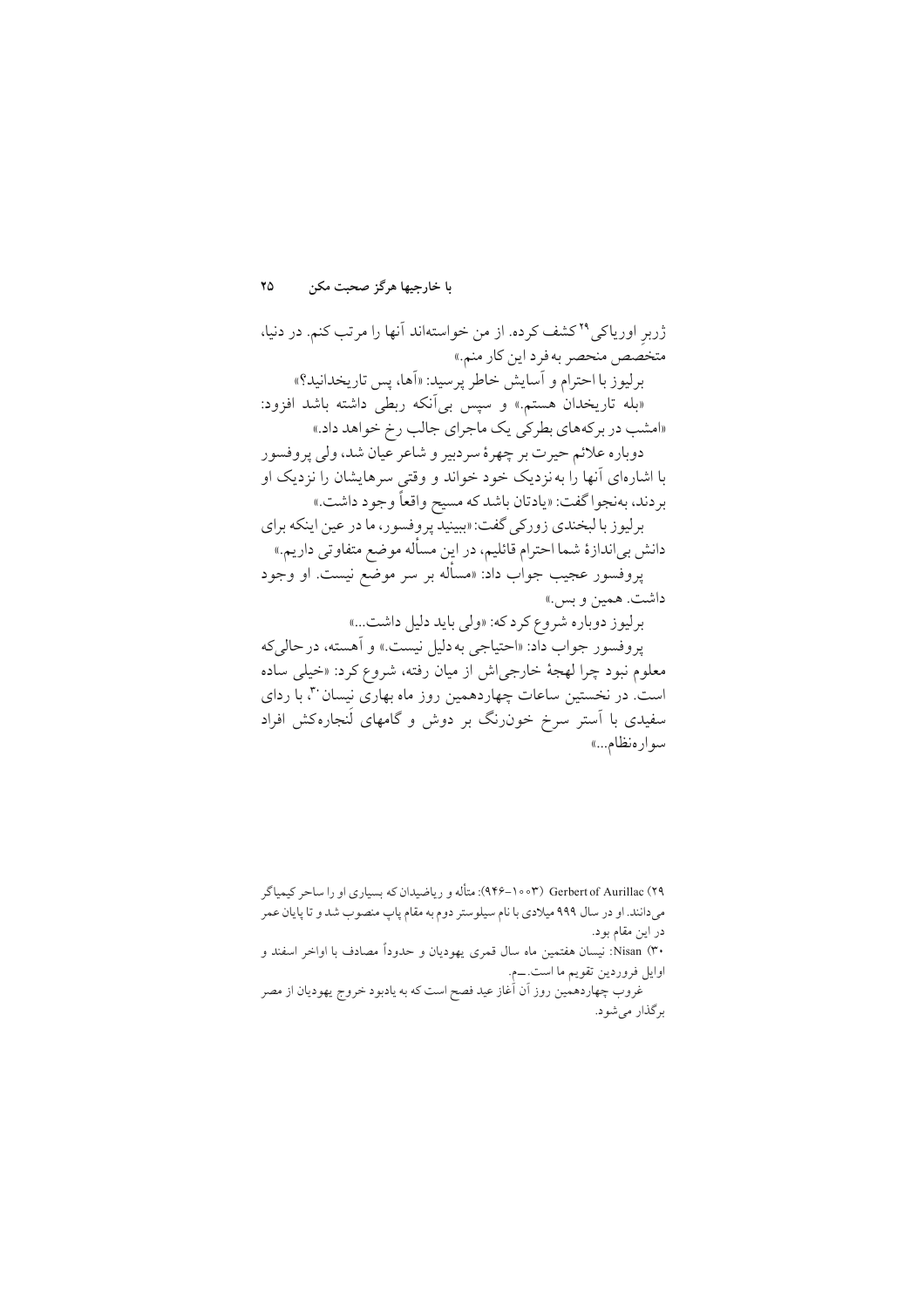ژربرِ اوریاکی[۲۹] کشف کرده. از من خواسته‌اند آنها را مرتب کنم. در دنیا، متخصص منحصر به‌فرد این کار منم.»

برلیوز با احترام و آسایش خاطر پرسید: «آها، پس تاریخدانید؟»

«بله تاریخدان هستم.» و سپس بی‌آنکه ربطی داشته باشد افزود: «امشب در برکه‌های بطرکی یک ماجرای جالب رخ خواهد داد.»

دوباره علائم حیرت بر چهرهٔ سردبیر و شاعر عیان شد، ولی پروفسور با اشاره‌ای آنها را به‌نزدیک خود خواند و وقتی سرهایشان را نزدیک او بردند، به‌نجوا گفت: «یادتان باشد که مسیح واقعاً وجود داشت.»

برلیوز با لبخندی زورکی گفت: «ببینید پروفسور، ما در عین اینکه برای دانش بی‌اندازهٔ شما احترام قائلیم، در این مسأله موضع متفاوتی داریم.»

پروفسور عجیب جواب داد: «مسأله بر سر موضع نیست. او وجود داشت. همین و بس.»

برلیوز دوباره شروع کرد که: «ولی باید دلیل داشت...»

پروفسور جواب داد: «احتیاجی به دلیل نیست.» و آهسته، درحالی‌که معلوم نبود چرا لهجهٔ خارجی‌اش از میان رفته، شروع کرد: «خیلی ساده است. در نخستین ساعات چهاردهمین روز ماه بهاری نیسان[۳۰]، با ردای سفیدی با آستر سرخ خون‌رنگ بر دوش و گامهای لَنجاره‌کش افراد سواره‌نظام...»

---

۲۹) Gerbert of Aurillac (۱۰۰۳–۹۴۶): متأله و ریاضیدان که بسیاری او را ساحر کیمیاگر می‌دانند. او در سال ۹۹۹ میلادی با نام سیلوستر دوم به مقام پاپ منصوب شد و تا پایان عمر در این مقام بود.

۳۰) Nisan: نیسان هفتمین ماه سال قمری یهودیان و حدوداً مصادف با اواخر اسفند و اوایل فروردین تقویم ما است. ــم.

غروب چهاردهمین روز آن آغاز عید فصح است که به یادبود خروج یهودیان از مصر برگذار می‌شود.